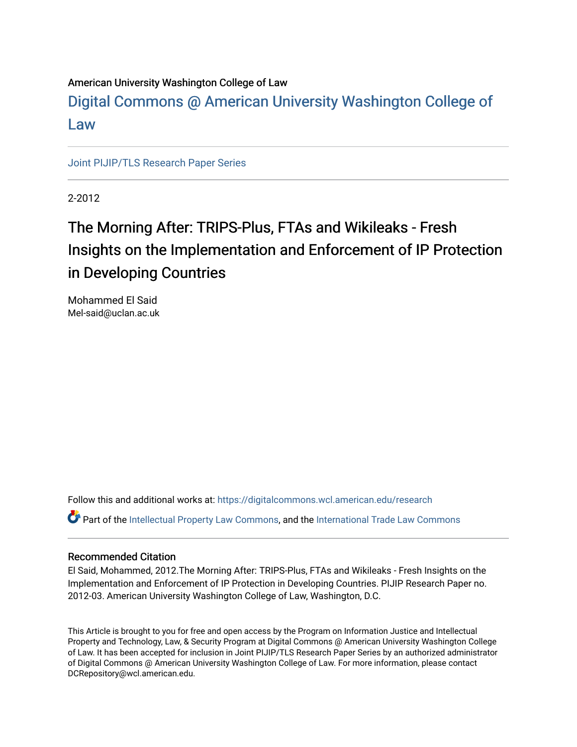American University Washington College of Law

# Digital Commons @ American University Washington College of Law

Joint PIJIP/TLS Research Paper Series

2-2012

## The Morning After: TRIPS-Plus, FTAs and Wikileaks - Fresh Insights on the Implementation and Enforcement of IP Protection in Developing Countries

Mohammed El Said
Mel-said@uclan.ac.uk

Follow this and additional works at: https://digitalcommons.wcl.american.edu/research

Part of the Intellectual Property Law Commons, and the International Trade Law Commons

### Recommended Citation

El Said, Mohammed, 2012.The Morning After: TRIPS-Plus, FTAs and Wikileaks - Fresh Insights on the Implementation and Enforcement of IP Protection in Developing Countries. PIJIP Research Paper no. 2012-03. American University Washington College of Law, Washington, D.C.

This Article is brought to you for free and open access by the Program on Information Justice and Intellectual Property and Technology, Law, & Security Program at Digital Commons @ American University Washington College of Law. It has been accepted for inclusion in Joint PIJIP/TLS Research Paper Series by an authorized administrator of Digital Commons @ American University Washington College of Law. For more information, please contact DCRepository@wcl.american.edu.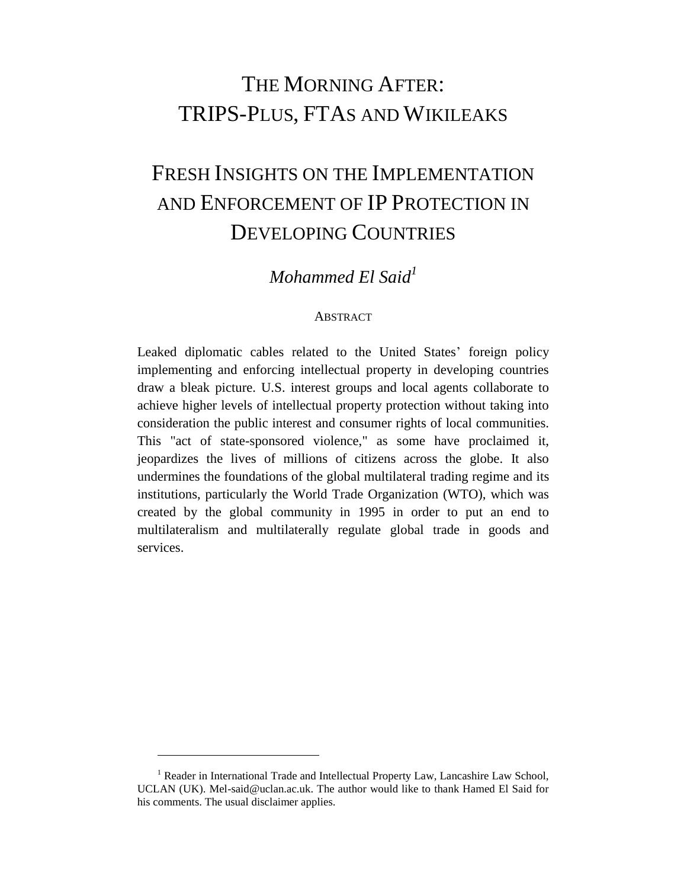# THE MORNING AFTER: TRIPS-PLUS, FTAS AND WIKILEAKS

# FRESH INSIGHTS ON THE IMPLEMENTATION AND ENFORCEMENT OF IP PROTECTION IN DEVELOPING COUNTRIES

*Mohammed El Said*[1]

ABSTRACT

Leaked diplomatic cables related to the United States' foreign policy implementing and enforcing intellectual property in developing countries draw a bleak picture. U.S. interest groups and local agents collaborate to achieve higher levels of intellectual property protection without taking into consideration the public interest and consumer rights of local communities. This "act of state-sponsored violence," as some have proclaimed it, jeopardizes the lives of millions of citizens across the globe. It also undermines the foundations of the global multilateral trading regime and its institutions, particularly the World Trade Organization (WTO), which was created by the global community in 1995 in order to put an end to multilateralism and multilaterally regulate global trade in goods and services.

---

[1] Reader in International Trade and Intellectual Property Law, Lancashire Law School, UCLAN (UK). Mel-said@uclan.ac.uk. The author would like to thank Hamed El Said for his comments. The usual disclaimer applies.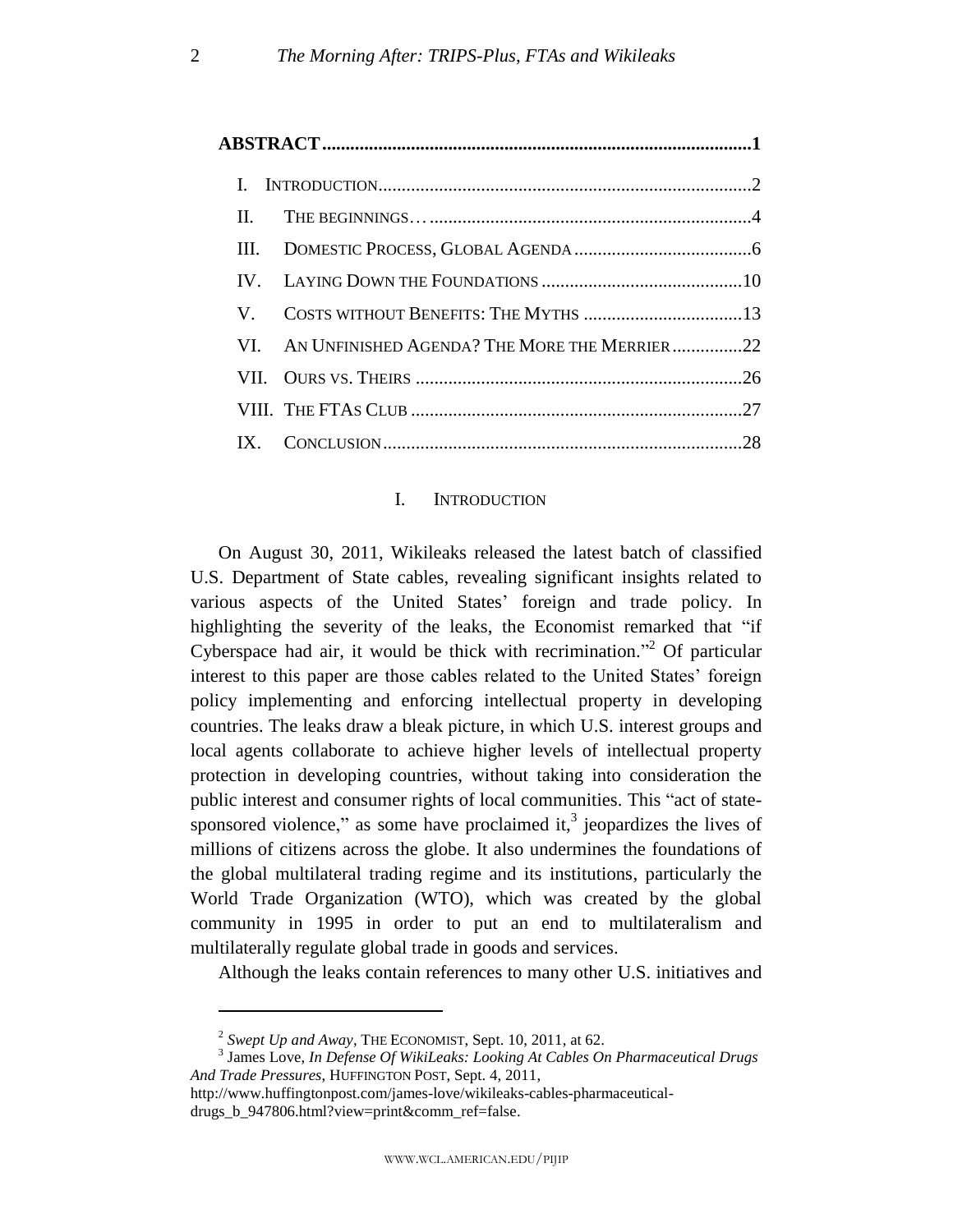**ABSTRACT** ........................................................................................... **1**

- I. INTRODUCTION ............................................................................... 2
- II. THE BEGINNINGS… ............................................................................ 4
- III. DOMESTIC PROCESS, GLOBAL AGENDA ........................................... 6
- IV. LAYING DOWN THE FOUNDATIONS ................................................ 10
- V. COSTS WITHOUT BENEFITS: THE MYTHS ........................................ 13
- VI. AN UNFINISHED AGENDA? THE MORE THE MERRIER ..................... 22
- VII. OURS VS. THEIRS .......................................................................... 26
- VIII. THE FTAS CLUB ............................................................................ 27
- IX. CONCLUSION .................................................................................. 28

## I. INTRODUCTION

On August 30, 2011, Wikileaks released the latest batch of classified U.S. Department of State cables, revealing significant insights related to various aspects of the United States' foreign and trade policy. In highlighting the severity of the leaks, the Economist remarked that "if Cyberspace had air, it would be thick with recrimination."[2] Of particular interest to this paper are those cables related to the United States' foreign policy implementing and enforcing intellectual property in developing countries. The leaks draw a bleak picture, in which U.S. interest groups and local agents collaborate to achieve higher levels of intellectual property protection in developing countries, without taking into consideration the public interest and consumer rights of local communities. This "act of state-sponsored violence," as some have proclaimed it,[3] jeopardizes the lives of millions of citizens across the globe. It also undermines the foundations of the global multilateral trading regime and its institutions, particularly the World Trade Organization (WTO), which was created by the global community in 1995 in order to put an end to multilateralism and multilaterally regulate global trade in goods and services.

Although the leaks contain references to many other U.S. initiatives and

---

[2] *Swept Up and Away*, THE ECONOMIST, Sept. 10, 2011, at 62.

[3] James Love, *In Defense Of WikiLeaks: Looking At Cables On Pharmaceutical Drugs And Trade Pressures*, HUFFINGTON POST, Sept. 4, 2011, http://www.huffingtonpost.com/james-love/wikileaks-cables-pharmaceutical-drugs_b_947806.html?view=print&comm_ref=false.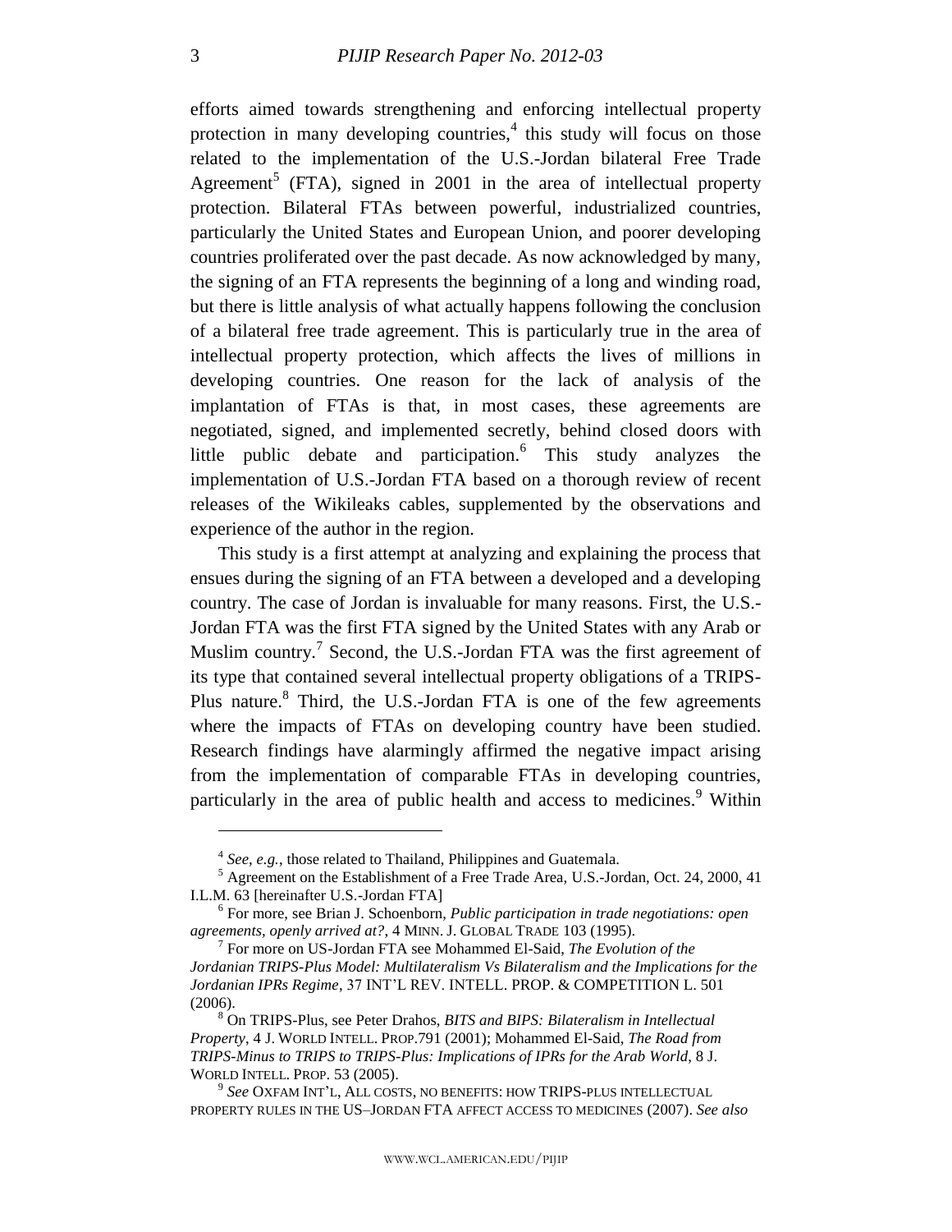efforts aimed towards strengthening and enforcing intellectual property protection in many developing countries,[4] this study will focus on those related to the implementation of the U.S.-Jordan bilateral Free Trade Agreement[5] (FTA), signed in 2001 in the area of intellectual property protection. Bilateral FTAs between powerful, industrialized countries, particularly the United States and European Union, and poorer developing countries proliferated over the past decade. As now acknowledged by many, the signing of an FTA represents the beginning of a long and winding road, but there is little analysis of what actually happens following the conclusion of a bilateral free trade agreement. This is particularly true in the area of intellectual property protection, which affects the lives of millions in developing countries. One reason for the lack of analysis of the implantation of FTAs is that, in most cases, these agreements are negotiated, signed, and implemented secretly, behind closed doors with little public debate and participation.[6] This study analyzes the implementation of U.S.-Jordan FTA based on a thorough review of recent releases of the Wikileaks cables, supplemented by the observations and experience of the author in the region.

This study is a first attempt at analyzing and explaining the process that ensues during the signing of an FTA between a developed and a developing country. The case of Jordan is invaluable for many reasons. First, the U.S.-Jordan FTA was the first FTA signed by the United States with any Arab or Muslim country.[7] Second, the U.S.-Jordan FTA was the first agreement of its type that contained several intellectual property obligations of a TRIPS-Plus nature.[8] Third, the U.S.-Jordan FTA is one of the few agreements where the impacts of FTAs on developing country have been studied. Research findings have alarmingly affirmed the negative impact arising from the implementation of comparable FTAs in developing countries, particularly in the area of public health and access to medicines.[9] Within

---

[4] *See, e.g.*, those related to Thailand, Philippines and Guatemala.

[5] Agreement on the Establishment of a Free Trade Area, U.S.-Jordan, Oct. 24, 2000, 41 I.L.M. 63 [hereinafter U.S.-Jordan FTA]

[6] For more, see Brian J. Schoenborn, *Public participation in trade negotiations: open agreements, openly arrived at?*, 4 MINN. J. GLOBAL TRADE 103 (1995).

[7] For more on US-Jordan FTA see Mohammed El-Said, *The Evolution of the Jordanian TRIPS-Plus Model: Multilateralism Vs Bilateralism and the Implications for the Jordanian IPRs Regime*, 37 INT'L REV. INTELL. PROP. & COMPETITION L. 501 (2006).

[8] On TRIPS-Plus, see Peter Drahos, *BITS and BIPS: Bilateralism in Intellectual Property*, 4 J. WORLD INTELL. PROP.791 (2001); Mohammed El-Said, *The Road from TRIPS-Minus to TRIPS to TRIPS-Plus: Implications of IPRs for the Arab World*, 8 J. WORLD INTELL. PROP. 53 (2005).

[9] *See* OXFAM INT'L, ALL COSTS, NO BENEFITS: HOW TRIPS-PLUS INTELLECTUAL PROPERTY RULES IN THE US–JORDAN FTA AFFECT ACCESS TO MEDICINES (2007). *See also*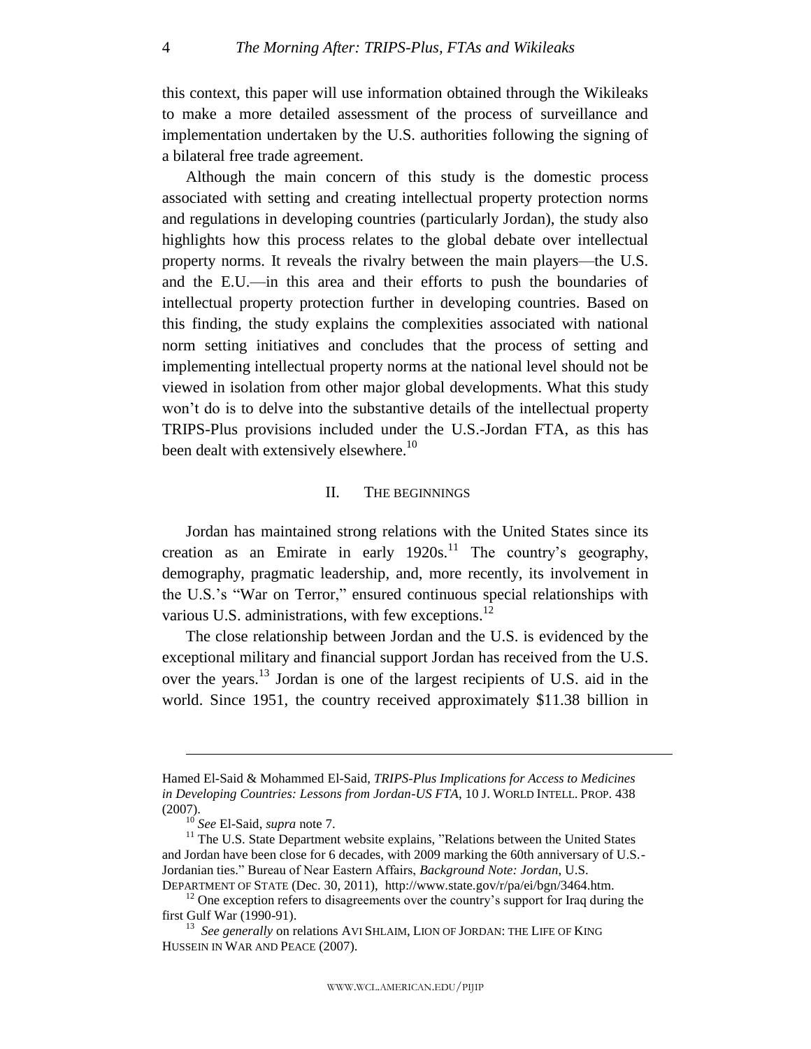this context, this paper will use information obtained through the Wikileaks to make a more detailed assessment of the process of surveillance and implementation undertaken by the U.S. authorities following the signing of a bilateral free trade agreement.

Although the main concern of this study is the domestic process associated with setting and creating intellectual property protection norms and regulations in developing countries (particularly Jordan), the study also highlights how this process relates to the global debate over intellectual property norms. It reveals the rivalry between the main players—the U.S. and the E.U.—in this area and their efforts to push the boundaries of intellectual property protection further in developing countries. Based on this finding, the study explains the complexities associated with national norm setting initiatives and concludes that the process of setting and implementing intellectual property norms at the national level should not be viewed in isolation from other major global developments. What this study won't do is to delve into the substantive details of the intellectual property TRIPS-Plus provisions included under the U.S.-Jordan FTA, as this has been dealt with extensively elsewhere.[10]

## II. THE BEGINNINGS

Jordan has maintained strong relations with the United States since its creation as an Emirate in early 1920s.[11] The country's geography, demography, pragmatic leadership, and, more recently, its involvement in the U.S.'s "War on Terror," ensured continuous special relationships with various U.S. administrations, with few exceptions.[12]

The close relationship between Jordan and the U.S. is evidenced by the exceptional military and financial support Jordan has received from the U.S. over the years.[13] Jordan is one of the largest recipients of U.S. aid in the world. Since 1951, the country received approximately $11.38 billion in

---

Hamed El-Said & Mohammed El-Said, *TRIPS-Plus Implications for Access to Medicines in Developing Countries: Lessons from Jordan-US FTA*, 10 J. WORLD INTELL. PROP. 438 (2007).

[10] *See* El-Said, *supra* note 7.

[11] The U.S. State Department website explains, "Relations between the United States and Jordan have been close for 6 decades, with 2009 marking the 60th anniversary of U.S.-Jordanian ties." Bureau of Near Eastern Affairs, *Background Note: Jordan*, U.S. DEPARTMENT OF STATE (Dec. 30, 2011), http://www.state.gov/r/pa/ei/bgn/3464.htm.

[12] One exception refers to disagreements over the country's support for Iraq during the first Gulf War (1990-91).

[13] *See generally* on relations AVI SHLAIM, LION OF JORDAN: THE LIFE OF KING HUSSEIN IN WAR AND PEACE (2007).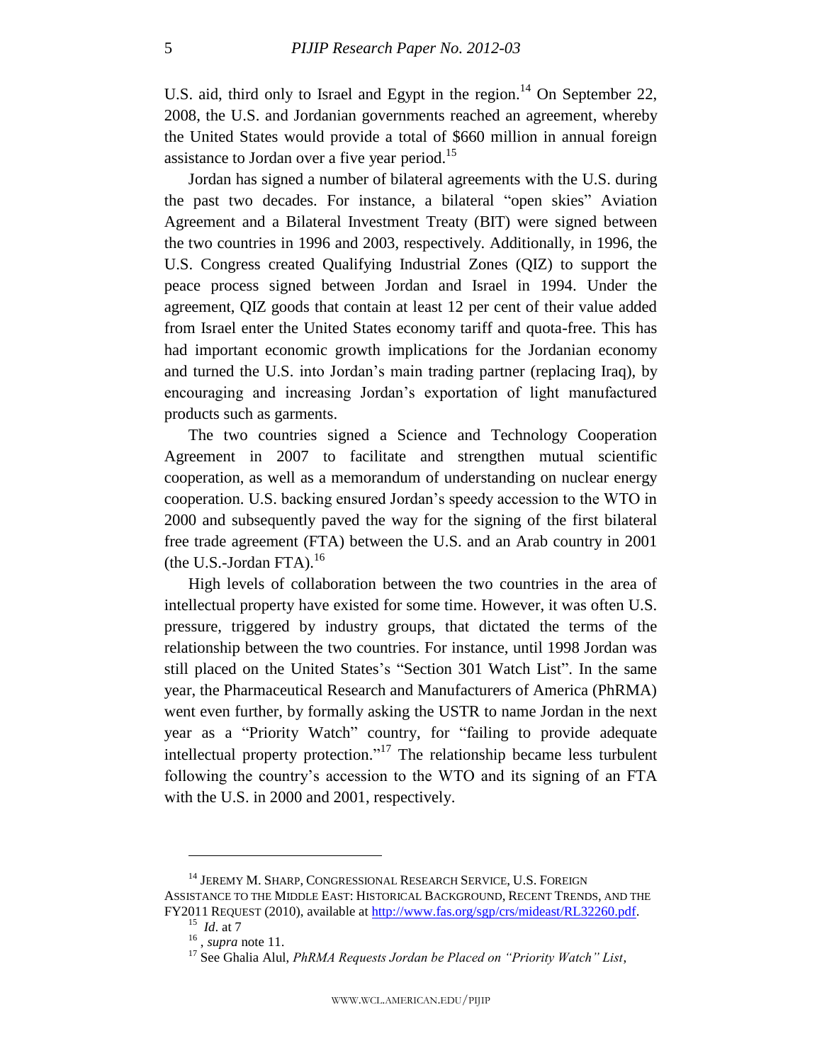U.S. aid, third only to Israel and Egypt in the region.[14] On September 22, 2008, the U.S. and Jordanian governments reached an agreement, whereby the United States would provide a total of $660 million in annual foreign assistance to Jordan over a five year period.[15]

Jordan has signed a number of bilateral agreements with the U.S. during the past two decades. For instance, a bilateral "open skies" Aviation Agreement and a Bilateral Investment Treaty (BIT) were signed between the two countries in 1996 and 2003, respectively. Additionally, in 1996, the U.S. Congress created Qualifying Industrial Zones (QIZ) to support the peace process signed between Jordan and Israel in 1994. Under the agreement, QIZ goods that contain at least 12 per cent of their value added from Israel enter the United States economy tariff and quota-free. This has had important economic growth implications for the Jordanian economy and turned the U.S. into Jordan's main trading partner (replacing Iraq), by encouraging and increasing Jordan's exportation of light manufactured products such as garments.

The two countries signed a Science and Technology Cooperation Agreement in 2007 to facilitate and strengthen mutual scientific cooperation, as well as a memorandum of understanding on nuclear energy cooperation. U.S. backing ensured Jordan's speedy accession to the WTO in 2000 and subsequently paved the way for the signing of the first bilateral free trade agreement (FTA) between the U.S. and an Arab country in 2001 (the U.S.-Jordan FTA).[16]

High levels of collaboration between the two countries in the area of intellectual property have existed for some time. However, it was often U.S. pressure, triggered by industry groups, that dictated the terms of the relationship between the two countries. For instance, until 1998 Jordan was still placed on the United States's "Section 301 Watch List". In the same year, the Pharmaceutical Research and Manufacturers of America (PhRMA) went even further, by formally asking the USTR to name Jordan in the next year as a "Priority Watch" country, for "failing to provide adequate intellectual property protection."[17] The relationship became less turbulent following the country's accession to the WTO and its signing of an FTA with the U.S. in 2000 and 2001, respectively.

---

[14] JEREMY M. SHARP, CONGRESSIONAL RESEARCH SERVICE, U.S. FOREIGN ASSISTANCE TO THE MIDDLE EAST: HISTORICAL BACKGROUND, RECENT TRENDS, AND THE FY2011 REQUEST (2010), available at http://www.fas.org/sgp/crs/mideast/RL32260.pdf.

[15] *Id*. at 7

[16] , *supra* note 11.

[17] See Ghalia Alul, *PhRMA Requests Jordan be Placed on "Priority Watch" List*,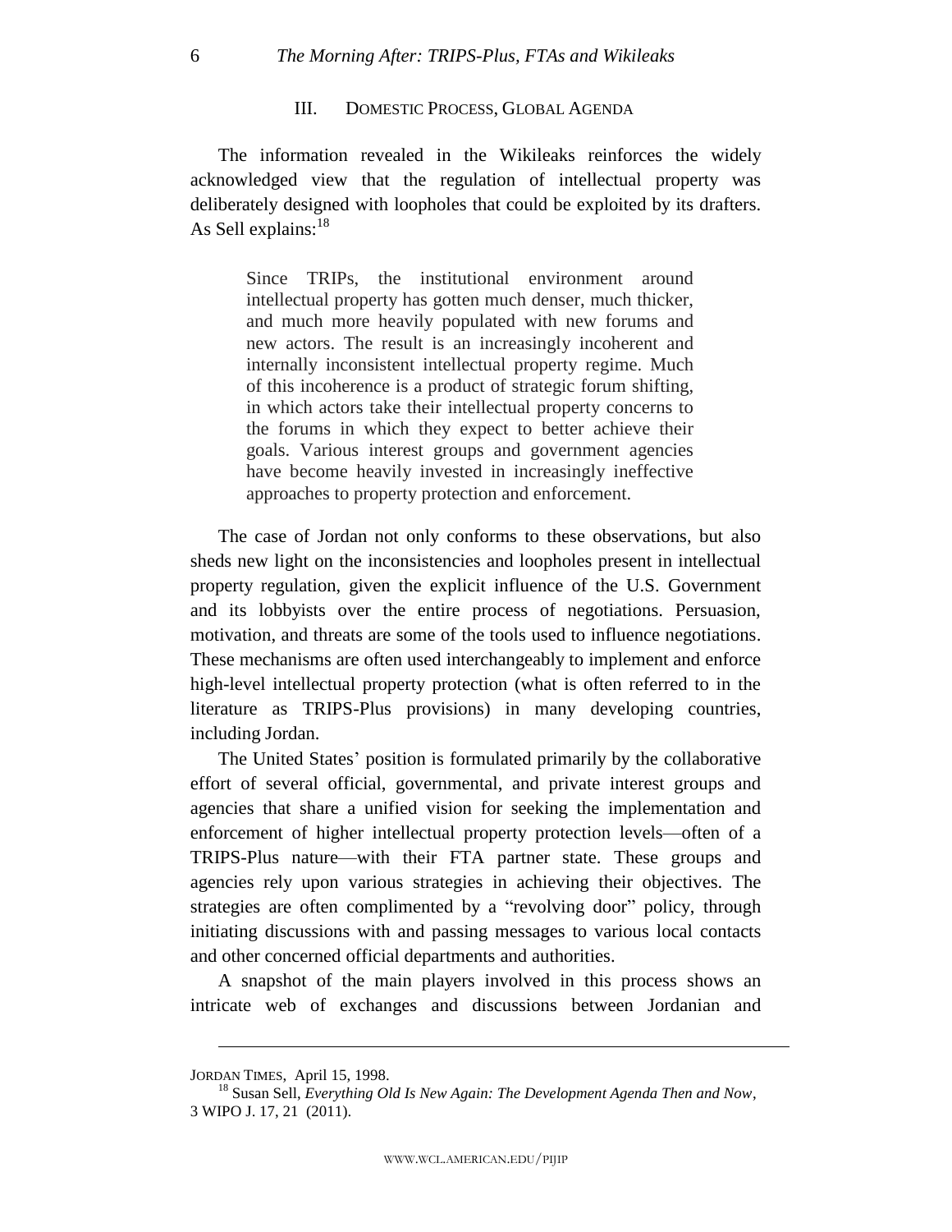## III. DOMESTIC PROCESS, GLOBAL AGENDA

The information revealed in the Wikileaks reinforces the widely acknowledged view that the regulation of intellectual property was deliberately designed with loopholes that could be exploited by its drafters. As Sell explains:[18]

> Since TRIPs, the institutional environment around intellectual property has gotten much denser, much thicker, and much more heavily populated with new forums and new actors. The result is an increasingly incoherent and internally inconsistent intellectual property regime. Much of this incoherence is a product of strategic forum shifting, in which actors take their intellectual property concerns to the forums in which they expect to better achieve their goals. Various interest groups and government agencies have become heavily invested in increasingly ineffective approaches to property protection and enforcement.

The case of Jordan not only conforms to these observations, but also sheds new light on the inconsistencies and loopholes present in intellectual property regulation, given the explicit influence of the U.S. Government and its lobbyists over the entire process of negotiations. Persuasion, motivation, and threats are some of the tools used to influence negotiations. These mechanisms are often used interchangeably to implement and enforce high-level intellectual property protection (what is often referred to in the literature as TRIPS-Plus provisions) in many developing countries, including Jordan.

The United States' position is formulated primarily by the collaborative effort of several official, governmental, and private interest groups and agencies that share a unified vision for seeking the implementation and enforcement of higher intellectual property protection levels—often of a TRIPS-Plus nature—with their FTA partner state. These groups and agencies rely upon various strategies in achieving their objectives. The strategies are often complimented by a "revolving door" policy, through initiating discussions with and passing messages to various local contacts and other concerned official departments and authorities.

A snapshot of the main players involved in this process shows an intricate web of exchanges and discussions between Jordanian and

---

JORDAN TIMES, April 15, 1998.

[18] Susan Sell, *Everything Old Is New Again: The Development Agenda Then and Now*, 3 WIPO J. 17, 21 (2011).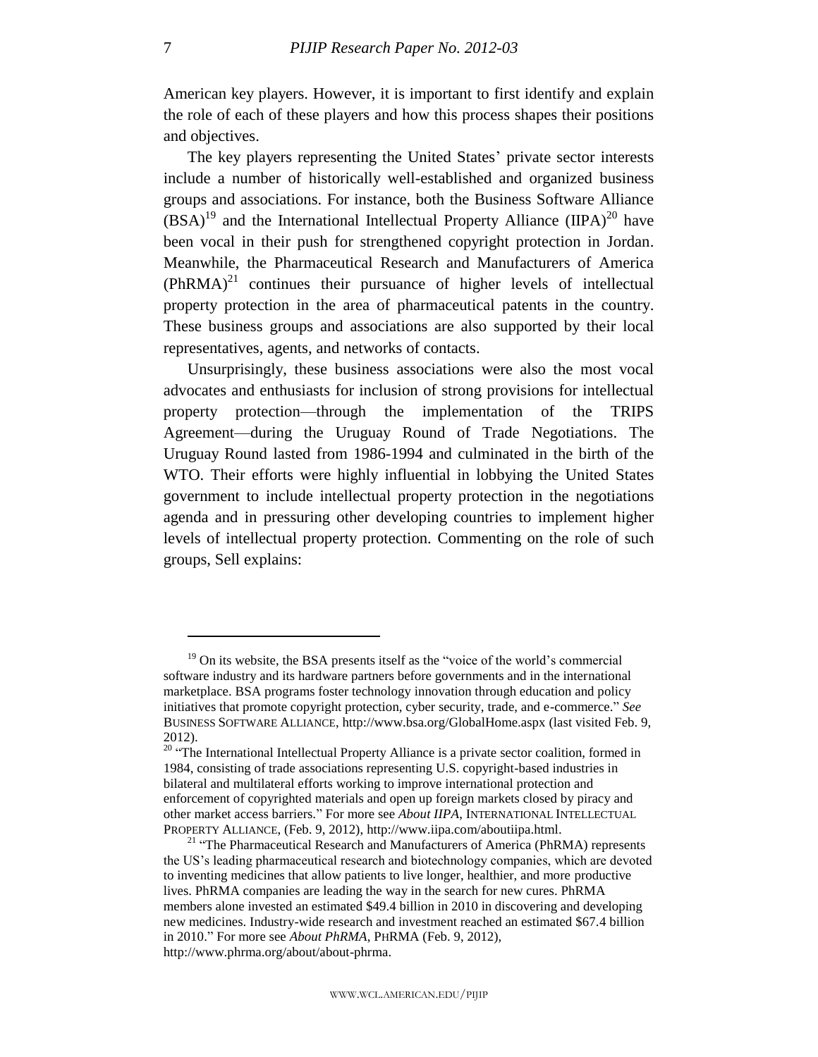American key players. However, it is important to first identify and explain the role of each of these players and how this process shapes their positions and objectives.

The key players representing the United States' private sector interests include a number of historically well-established and organized business groups and associations. For instance, both the Business Software Alliance (BSA)[19] and the International Intellectual Property Alliance (IIPA)[20] have been vocal in their push for strengthened copyright protection in Jordan. Meanwhile, the Pharmaceutical Research and Manufacturers of America (PhRMA)[21] continues their pursuance of higher levels of intellectual property protection in the area of pharmaceutical patents in the country. These business groups and associations are also supported by their local representatives, agents, and networks of contacts.

Unsurprisingly, these business associations were also the most vocal advocates and enthusiasts for inclusion of strong provisions for intellectual property protection—through the implementation of the TRIPS Agreement—during the Uruguay Round of Trade Negotiations. The Uruguay Round lasted from 1986-1994 and culminated in the birth of the WTO. Their efforts were highly influential in lobbying the United States government to include intellectual property protection in the negotiations agenda and in pressuring other developing countries to implement higher levels of intellectual property protection. Commenting on the role of such groups, Sell explains:

---

[19] On its website, the BSA presents itself as the "voice of the world's commercial software industry and its hardware partners before governments and in the international marketplace. BSA programs foster technology innovation through education and policy initiatives that promote copyright protection, cyber security, trade, and e-commerce." *See* BUSINESS SOFTWARE ALLIANCE, http://www.bsa.org/GlobalHome.aspx (last visited Feb. 9, 2012).

[20] "The International Intellectual Property Alliance is a private sector coalition, formed in 1984, consisting of trade associations representing U.S. copyright-based industries in bilateral and multilateral efforts working to improve international protection and enforcement of copyrighted materials and open up foreign markets closed by piracy and other market access barriers." For more see *About IIPA*, INTERNATIONAL INTELLECTUAL PROPERTY ALLIANCE, (Feb. 9, 2012), http://www.iipa.com/aboutiipa.html.

[21] "The Pharmaceutical Research and Manufacturers of America (PhRMA) represents the US's leading pharmaceutical research and biotechnology companies, which are devoted to inventing medicines that allow patients to live longer, healthier, and more productive lives. PhRMA companies are leading the way in the search for new cures. PhRMA members alone invested an estimated $49.4 billion in 2010 in discovering and developing new medicines. Industry-wide research and investment reached an estimated $67.4 billion in 2010." For more see *About PhRMA*, PHRMA (Feb. 9, 2012), http://www.phrma.org/about/about-phrma.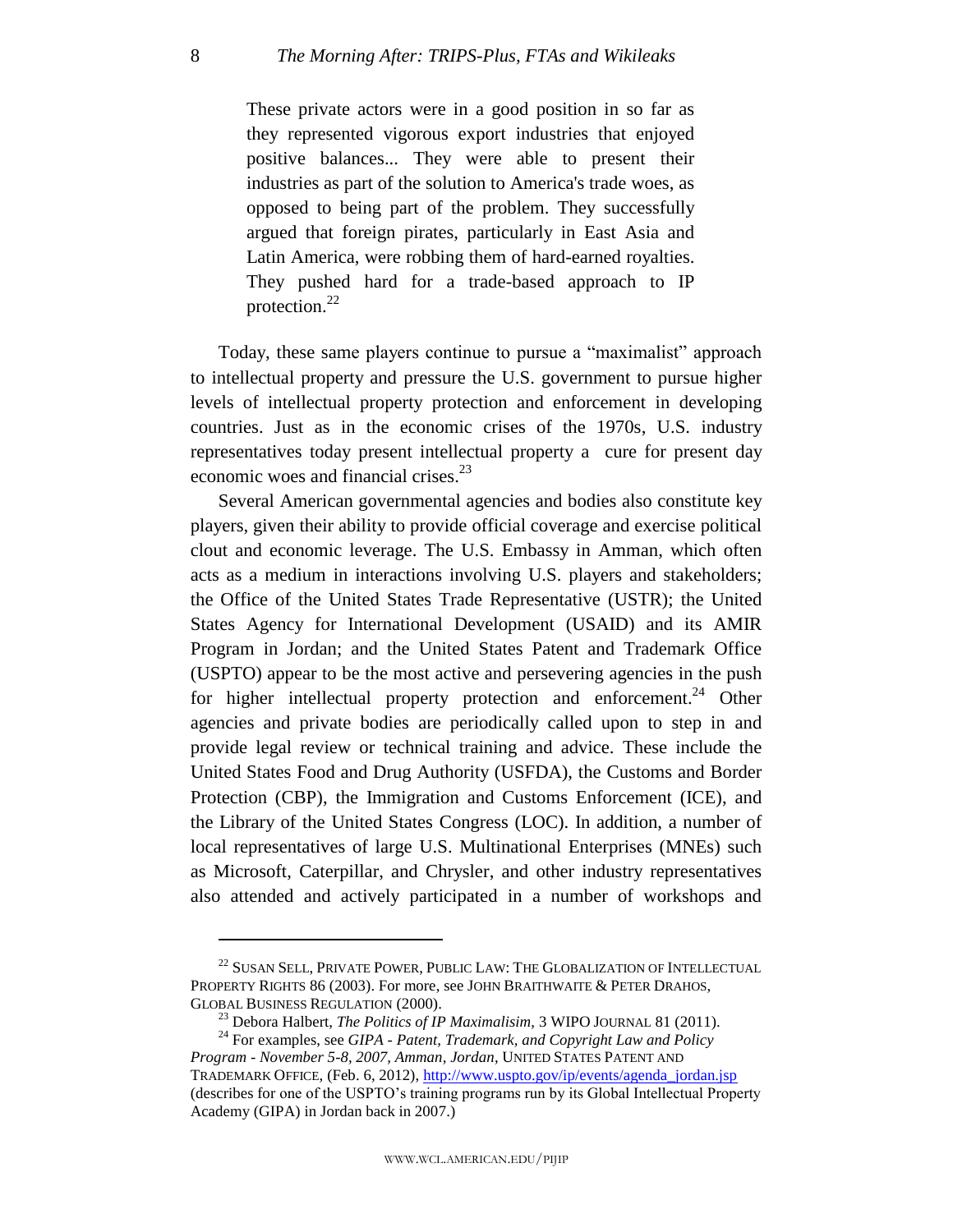> These private actors were in a good position in so far as they represented vigorous export industries that enjoyed positive balances... They were able to present their industries as part of the solution to America's trade woes, as opposed to being part of the problem. They successfully argued that foreign pirates, particularly in East Asia and Latin America, were robbing them of hard-earned royalties. They pushed hard for a trade-based approach to IP protection.[22]

Today, these same players continue to pursue a "maximalist" approach to intellectual property and pressure the U.S. government to pursue higher levels of intellectual property protection and enforcement in developing countries. Just as in the economic crises of the 1970s, U.S. industry representatives today present intellectual property a cure for present day economic woes and financial crises.[23]

Several American governmental agencies and bodies also constitute key players, given their ability to provide official coverage and exercise political clout and economic leverage. The U.S. Embassy in Amman, which often acts as a medium in interactions involving U.S. players and stakeholders; the Office of the United States Trade Representative (USTR); the United States Agency for International Development (USAID) and its AMIR Program in Jordan; and the United States Patent and Trademark Office (USPTO) appear to be the most active and persevering agencies in the push for higher intellectual property protection and enforcement.[24] Other agencies and private bodies are periodically called upon to step in and provide legal review or technical training and advice. These include the United States Food and Drug Authority (USFDA), the Customs and Border Protection (CBP), the Immigration and Customs Enforcement (ICE), and the Library of the United States Congress (LOC). In addition, a number of local representatives of large U.S. Multinational Enterprises (MNEs) such as Microsoft, Caterpillar, and Chrysler, and other industry representatives also attended and actively participated in a number of workshops and

---

[22] SUSAN SELL, PRIVATE POWER, PUBLIC LAW: THE GLOBALIZATION OF INTELLECTUAL PROPERTY RIGHTS 86 (2003). For more, see JOHN BRAITHWAITE & PETER DRAHOS, GLOBAL BUSINESS REGULATION (2000).

[23] Debora Halbert, *The Politics of IP Maximalisim*, 3 WIPO JOURNAL 81 (2011).

[24] For examples, see *GIPA - Patent, Trademark, and Copyright Law and Policy Program - November 5-8, 2007, Amman, Jordan*, UNITED STATES PATENT AND TRADEMARK OFFICE, (Feb. 6, 2012), http://www.uspto.gov/ip/events/agenda_jordan.jsp (describes for one of the USPTO's training programs run by its Global Intellectual Property Academy (GIPA) in Jordan back in 2007.)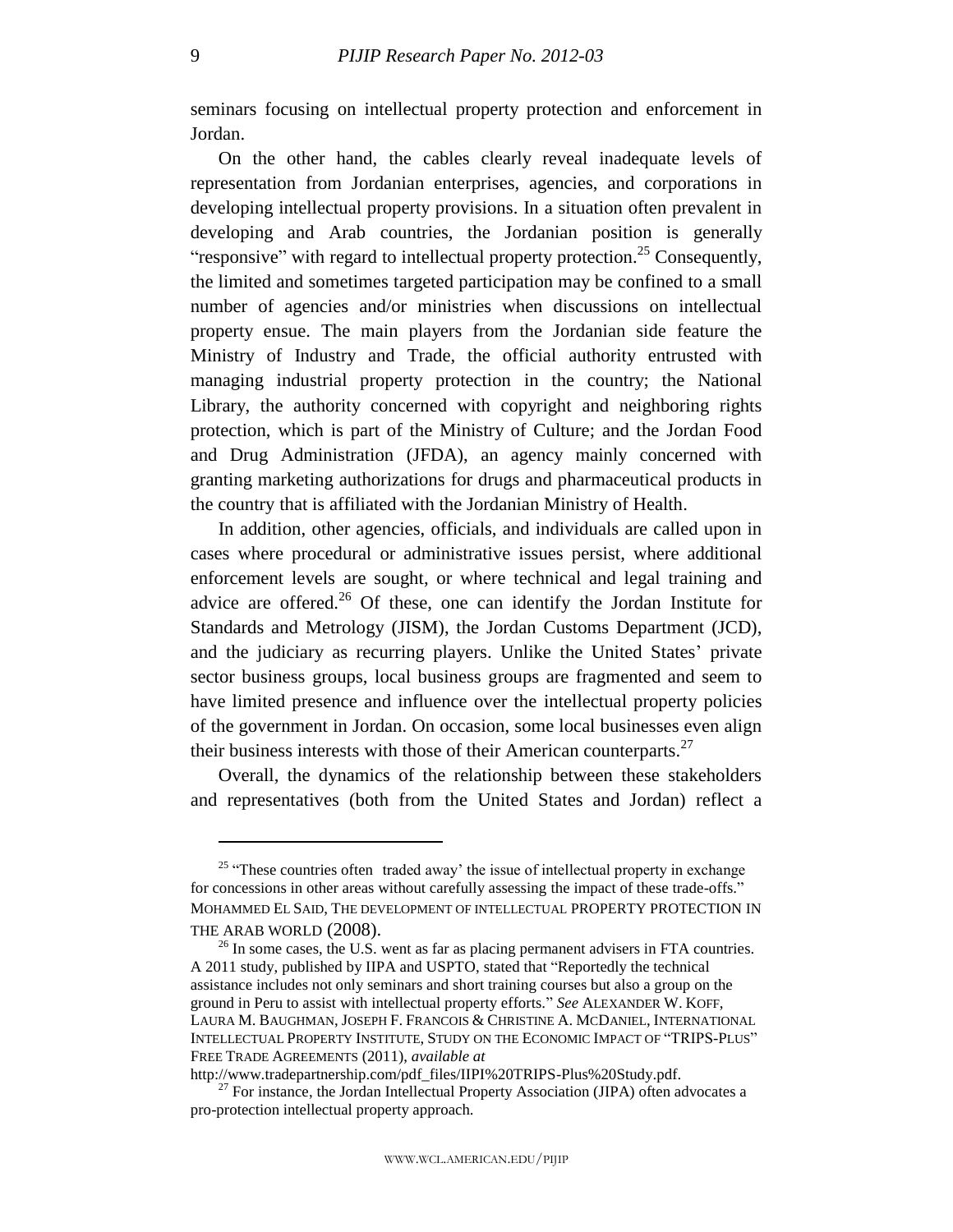seminars focusing on intellectual property protection and enforcement in Jordan.

On the other hand, the cables clearly reveal inadequate levels of representation from Jordanian enterprises, agencies, and corporations in developing intellectual property provisions. In a situation often prevalent in developing and Arab countries, the Jordanian position is generally "responsive" with regard to intellectual property protection.[25] Consequently, the limited and sometimes targeted participation may be confined to a small number of agencies and/or ministries when discussions on intellectual property ensue. The main players from the Jordanian side feature the Ministry of Industry and Trade, the official authority entrusted with managing industrial property protection in the country; the National Library, the authority concerned with copyright and neighboring rights protection, which is part of the Ministry of Culture; and the Jordan Food and Drug Administration (JFDA), an agency mainly concerned with granting marketing authorizations for drugs and pharmaceutical products in the country that is affiliated with the Jordanian Ministry of Health.

In addition, other agencies, officials, and individuals are called upon in cases where procedural or administrative issues persist, where additional enforcement levels are sought, or where technical and legal training and advice are offered.[26] Of these, one can identify the Jordan Institute for Standards and Metrology (JISM), the Jordan Customs Department (JCD), and the judiciary as recurring players. Unlike the United States' private sector business groups, local business groups are fragmented and seem to have limited presence and influence over the intellectual property policies of the government in Jordan. On occasion, some local businesses even align their business interests with those of their American counterparts.[27]

Overall, the dynamics of the relationship between these stakeholders and representatives (both from the United States and Jordan) reflect a

---

[25] "These countries often traded away' the issue of intellectual property in exchange for concessions in other areas without carefully assessing the impact of these trade-offs." MOHAMMED EL SAID, THE DEVELOPMENT OF INTELLECTUAL PROPERTY PROTECTION IN THE ARAB WORLD (2008).

[26] In some cases, the U.S. went as far as placing permanent advisers in FTA countries. A 2011 study, published by IIPA and USPTO, stated that "Reportedly the technical assistance includes not only seminars and short training courses but also a group on the ground in Peru to assist with intellectual property efforts." *See* ALEXANDER W. KOFF, LAURA M. BAUGHMAN, JOSEPH F. FRANCOIS & CHRISTINE A. MCDANIEL, INTERNATIONAL INTELLECTUAL PROPERTY INSTITUTE, STUDY ON THE ECONOMIC IMPACT OF "TRIPS-PLUS" FREE TRADE AGREEMENTS (2011), *available at* http://www.tradepartnership.com/pdf_files/IIPI%20TRIPS-Plus%20Study.pdf.

[27] For instance, the Jordan Intellectual Property Association (JIPA) often advocates a pro-protection intellectual property approach.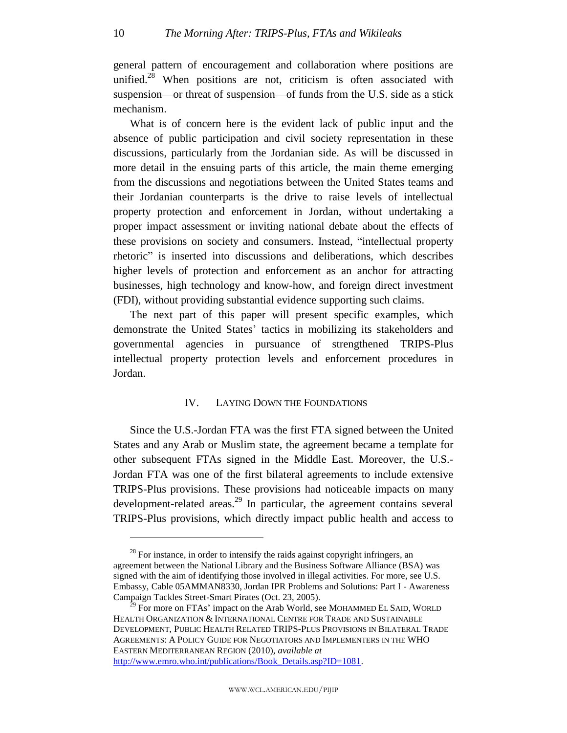general pattern of encouragement and collaboration where positions are unified.[28] When positions are not, criticism is often associated with suspension—or threat of suspension—of funds from the U.S. side as a stick mechanism.

What is of concern here is the evident lack of public input and the absence of public participation and civil society representation in these discussions, particularly from the Jordanian side. As will be discussed in more detail in the ensuing parts of this article, the main theme emerging from the discussions and negotiations between the United States teams and their Jordanian counterparts is the drive to raise levels of intellectual property protection and enforcement in Jordan, without undertaking a proper impact assessment or inviting national debate about the effects of these provisions on society and consumers. Instead, "intellectual property rhetoric" is inserted into discussions and deliberations, which describes higher levels of protection and enforcement as an anchor for attracting businesses, high technology and know-how, and foreign direct investment (FDI), without providing substantial evidence supporting such claims.

The next part of this paper will present specific examples, which demonstrate the United States' tactics in mobilizing its stakeholders and governmental agencies in pursuance of strengthened TRIPS-Plus intellectual property protection levels and enforcement procedures in Jordan.

## IV. LAYING DOWN THE FOUNDATIONS

Since the U.S.-Jordan FTA was the first FTA signed between the United States and any Arab or Muslim state, the agreement became a template for other subsequent FTAs signed in the Middle East. Moreover, the U.S.-Jordan FTA was one of the first bilateral agreements to include extensive TRIPS-Plus provisions. These provisions had noticeable impacts on many development-related areas.[29] In particular, the agreement contains several TRIPS-Plus provisions, which directly impact public health and access to

---

[28] For instance, in order to intensify the raids against copyright infringers, an agreement between the National Library and the Business Software Alliance (BSA) was signed with the aim of identifying those involved in illegal activities. For more, see U.S. Embassy, Cable 05AMMAN8330, Jordan IPR Problems and Solutions: Part I - Awareness Campaign Tackles Street-Smart Pirates (Oct. 23, 2005).

[29] For more on FTAs' impact on the Arab World, see MOHAMMED EL SAID, WORLD HEALTH ORGANIZATION & INTERNATIONAL CENTRE FOR TRADE AND SUSTAINABLE DEVELOPMENT, PUBLIC HEALTH RELATED TRIPS-PLUS PROVISIONS IN BILATERAL TRADE AGREEMENTS: A POLICY GUIDE FOR NEGOTIATORS AND IMPLEMENTERS IN THE WHO EASTERN MEDITERRANEAN REGION (2010), *available at* http://www.emro.who.int/publications/Book_Details.asp?ID=1081.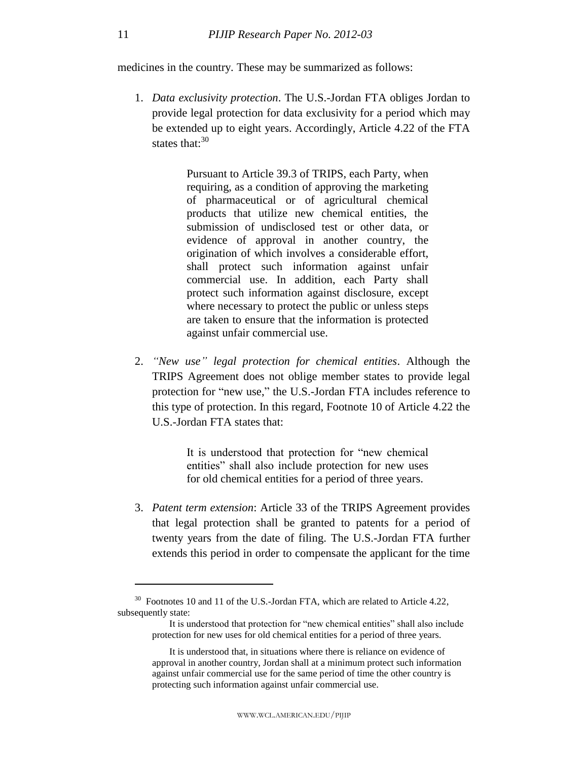medicines in the country. These may be summarized as follows:

1. *Data exclusivity protection*. The U.S.-Jordan FTA obliges Jordan to provide legal protection for data exclusivity for a period which may be extended up to eight years. Accordingly, Article 4.22 of the FTA states that:[30]

   > Pursuant to Article 39.3 of TRIPS, each Party, when requiring, as a condition of approving the marketing of pharmaceutical or of agricultural chemical products that utilize new chemical entities, the submission of undisclosed test or other data, or evidence of approval in another country, the origination of which involves a considerable effort, shall protect such information against unfair commercial use. In addition, each Party shall protect such information against disclosure, except where necessary to protect the public or unless steps are taken to ensure that the information is protected against unfair commercial use.

2. *"New use" legal protection for chemical entities*. Although the TRIPS Agreement does not oblige member states to provide legal protection for "new use," the U.S.-Jordan FTA includes reference to this type of protection. In this regard, Footnote 10 of Article 4.22 the U.S.-Jordan FTA states that:

   > It is understood that protection for "new chemical entities" shall also include protection for new uses for old chemical entities for a period of three years.

3. *Patent term extension*: Article 33 of the TRIPS Agreement provides that legal protection shall be granted to patents for a period of twenty years from the date of filing. The U.S.-Jordan FTA further extends this period in order to compensate the applicant for the time

---

[30] Footnotes 10 and 11 of the U.S.-Jordan FTA, which are related to Article 4.22, subsequently state:

> It is understood that protection for "new chemical entities" shall also include protection for new uses for old chemical entities for a period of three years.
>
> It is understood that, in situations where there is reliance on evidence of approval in another country, Jordan shall at a minimum protect such information against unfair commercial use for the same period of time the other country is protecting such information against unfair commercial use.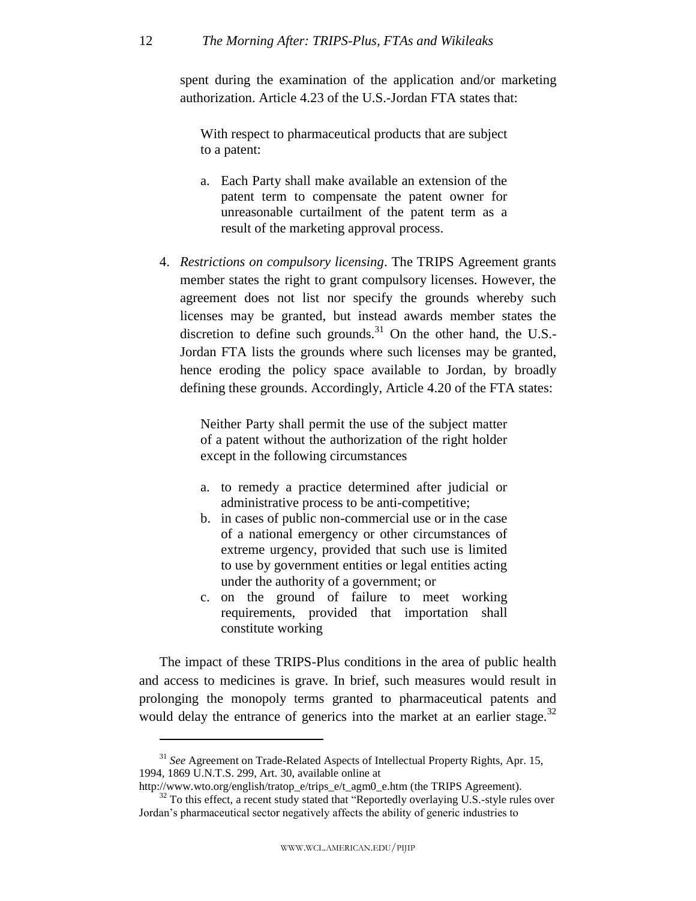spent during the examination of the application and/or marketing authorization. Article 4.23 of the U.S.-Jordan FTA states that:

> With respect to pharmaceutical products that are subject to a patent:
>
> a. Each Party shall make available an extension of the patent term to compensate the patent owner for unreasonable curtailment of the patent term as a result of the marketing approval process.

4. *Restrictions on compulsory licensing*. The TRIPS Agreement grants member states the right to grant compulsory licenses. However, the agreement does not list nor specify the grounds whereby such licenses may be granted, but instead awards member states the discretion to define such grounds.[31] On the other hand, the U.S.-Jordan FTA lists the grounds where such licenses may be granted, hence eroding the policy space available to Jordan, by broadly defining these grounds. Accordingly, Article 4.20 of the FTA states:

> Neither Party shall permit the use of the subject matter of a patent without the authorization of the right holder except in the following circumstances
>
> a. to remedy a practice determined after judicial or administrative process to be anti-competitive;
> b. in cases of public non-commercial use or in the case of a national emergency or other circumstances of extreme urgency, provided that such use is limited to use by government entities or legal entities acting under the authority of a government; or
> c. on the ground of failure to meet working requirements, provided that importation shall constitute working

The impact of these TRIPS-Plus conditions in the area of public health and access to medicines is grave. In brief, such measures would result in prolonging the monopoly terms granted to pharmaceutical patents and would delay the entrance of generics into the market at an earlier stage.[32]

---

[31] *See* Agreement on Trade-Related Aspects of Intellectual Property Rights, Apr. 15, 1994, 1869 U.N.T.S. 299, Art. 30, available online at http://www.wto.org/english/tratop_e/trips_e/t_agm0_e.htm (the TRIPS Agreement).

[32] To this effect, a recent study stated that "Reportedly overlaying U.S.-style rules over Jordan's pharmaceutical sector negatively affects the ability of generic industries to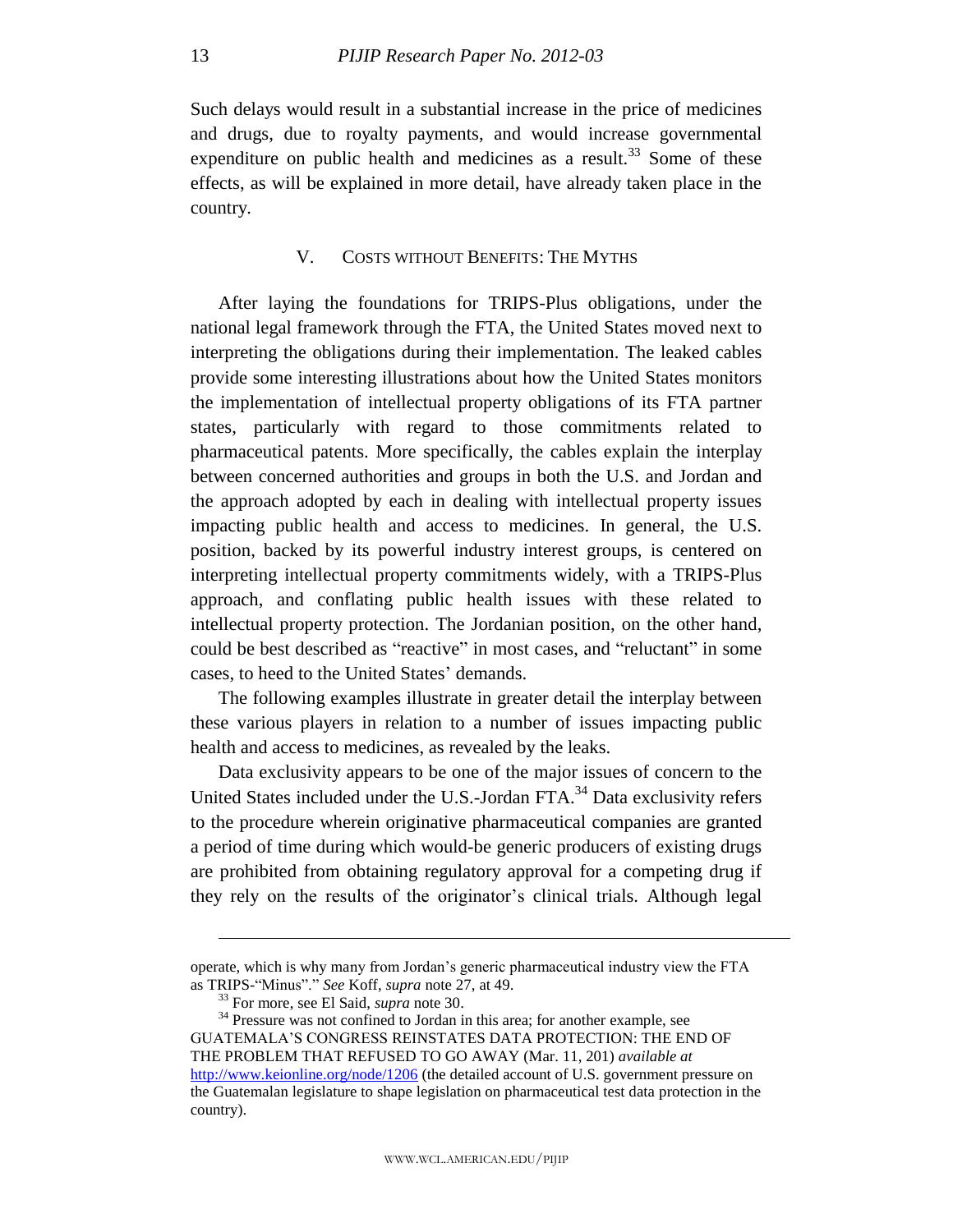Such delays would result in a substantial increase in the price of medicines and drugs, due to royalty payments, and would increase governmental expenditure on public health and medicines as a result.[33] Some of these effects, as will be explained in more detail, have already taken place in the country.

## V. COSTS WITHOUT BENEFITS: THE MYTHS

After laying the foundations for TRIPS-Plus obligations, under the national legal framework through the FTA, the United States moved next to interpreting the obligations during their implementation. The leaked cables provide some interesting illustrations about how the United States monitors the implementation of intellectual property obligations of its FTA partner states, particularly with regard to those commitments related to pharmaceutical patents. More specifically, the cables explain the interplay between concerned authorities and groups in both the U.S. and Jordan and the approach adopted by each in dealing with intellectual property issues impacting public health and access to medicines. In general, the U.S. position, backed by its powerful industry interest groups, is centered on interpreting intellectual property commitments widely, with a TRIPS-Plus approach, and conflating public health issues with these related to intellectual property protection. The Jordanian position, on the other hand, could be best described as "reactive" in most cases, and "reluctant" in some cases, to heed to the United States' demands.

The following examples illustrate in greater detail the interplay between these various players in relation to a number of issues impacting public health and access to medicines, as revealed by the leaks.

Data exclusivity appears to be one of the major issues of concern to the United States included under the U.S.-Jordan FTA.[34] Data exclusivity refers to the procedure wherein originative pharmaceutical companies are granted a period of time during which would-be generic producers of existing drugs are prohibited from obtaining regulatory approval for a competing drug if they rely on the results of the originator's clinical trials. Although legal

---

operate, which is why many from Jordan's generic pharmaceutical industry view the FTA as TRIPS-"Minus"." *See* Koff, *supra* note 27, at 49.

[33] For more, see El Said, *supra* note 30.

[34] Pressure was not confined to Jordan in this area; for another example, see GUATEMALA'S CONGRESS REINSTATES DATA PROTECTION: THE END OF THE PROBLEM THAT REFUSED TO GO AWAY (Mar. 11, 201) *available at* http://www.keionline.org/node/1206 (the detailed account of U.S. government pressure on the Guatemalan legislature to shape legislation on pharmaceutical test data protection in the country).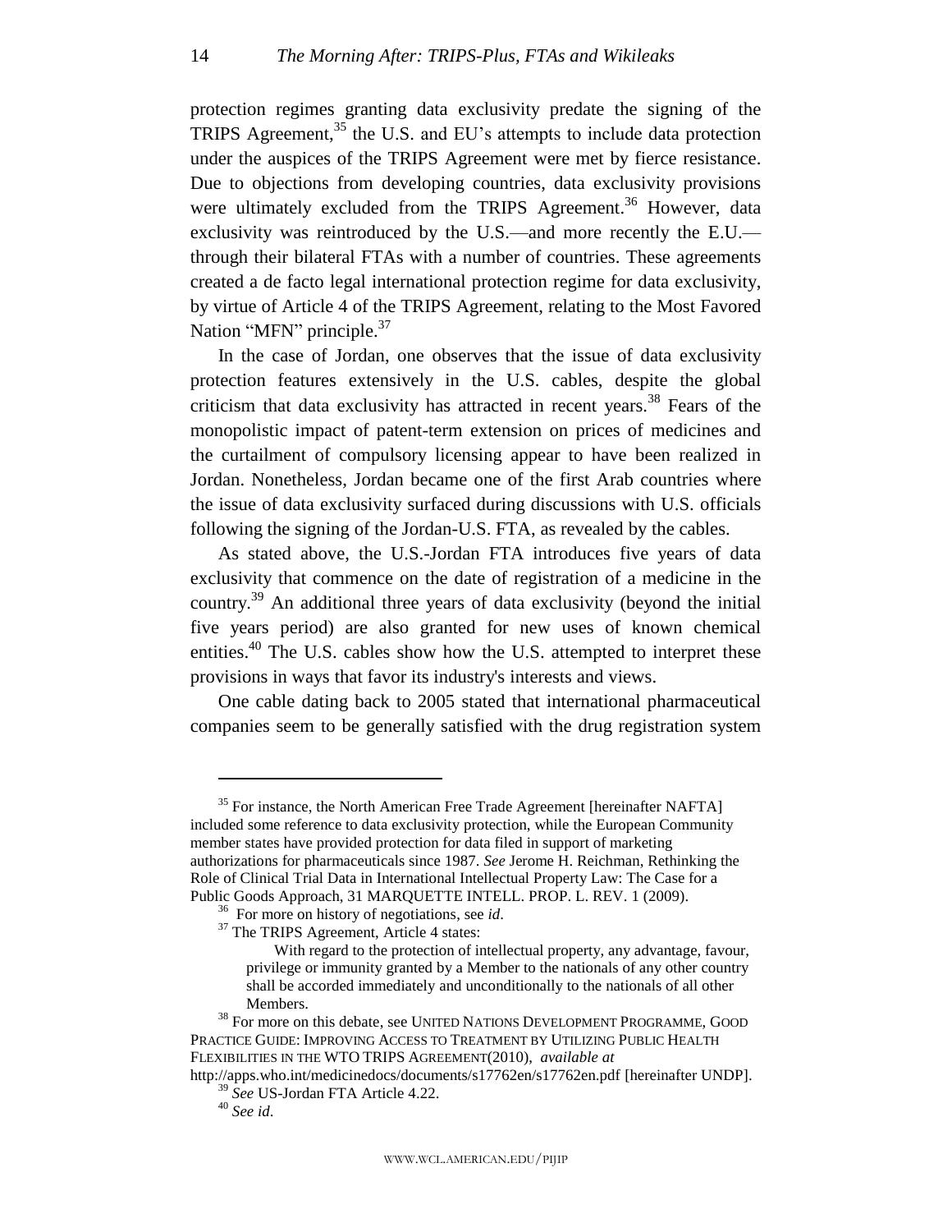protection regimes granting data exclusivity predate the signing of the TRIPS Agreement,[35] the U.S. and EU's attempts to include data protection under the auspices of the TRIPS Agreement were met by fierce resistance. Due to objections from developing countries, data exclusivity provisions were ultimately excluded from the TRIPS Agreement.[36] However, data exclusivity was reintroduced by the U.S.—and more recently the E.U.—through their bilateral FTAs with a number of countries. These agreements created a de facto legal international protection regime for data exclusivity, by virtue of Article 4 of the TRIPS Agreement, relating to the Most Favored Nation "MFN" principle.[37]

In the case of Jordan, one observes that the issue of data exclusivity protection features extensively in the U.S. cables, despite the global criticism that data exclusivity has attracted in recent years.[38] Fears of the monopolistic impact of patent-term extension on prices of medicines and the curtailment of compulsory licensing appear to have been realized in Jordan. Nonetheless, Jordan became one of the first Arab countries where the issue of data exclusivity surfaced during discussions with U.S. officials following the signing of the Jordan-U.S. FTA, as revealed by the cables.

As stated above, the U.S.-Jordan FTA introduces five years of data exclusivity that commence on the date of registration of a medicine in the country.[39] An additional three years of data exclusivity (beyond the initial five years period) are also granted for new uses of known chemical entities.[40] The U.S. cables show how the U.S. attempted to interpret these provisions in ways that favor its industry's interests and views.

One cable dating back to 2005 stated that international pharmaceutical companies seem to be generally satisfied with the drug registration system

---

[35] For instance, the North American Free Trade Agreement [hereinafter NAFTA] included some reference to data exclusivity protection, while the European Community member states have provided protection for data filed in support of marketing authorizations for pharmaceuticals since 1987. *See* Jerome H. Reichman, Rethinking the Role of Clinical Trial Data in International Intellectual Property Law: The Case for a Public Goods Approach, 31 MARQUETTE INTELL. PROP. L. REV. 1 (2009).

[36] For more on history of negotiations, see *id*.

[37] The TRIPS Agreement, Article 4 states:

> With regard to the protection of intellectual property, any advantage, favour, privilege or immunity granted by a Member to the nationals of any other country shall be accorded immediately and unconditionally to the nationals of all other Members.

[38] For more on this debate, see UNITED NATIONS DEVELOPMENT PROGRAMME, GOOD PRACTICE GUIDE: IMPROVING ACCESS TO TREATMENT BY UTILIZING PUBLIC HEALTH FLEXIBILITIES IN THE WTO TRIPS AGREEMENT(2010), *available at* http://apps.who.int/medicinedocs/documents/s17762en/s17762en.pdf [hereinafter UNDP].

[39] *See* US-Jordan FTA Article 4.22.

[40] *See id*.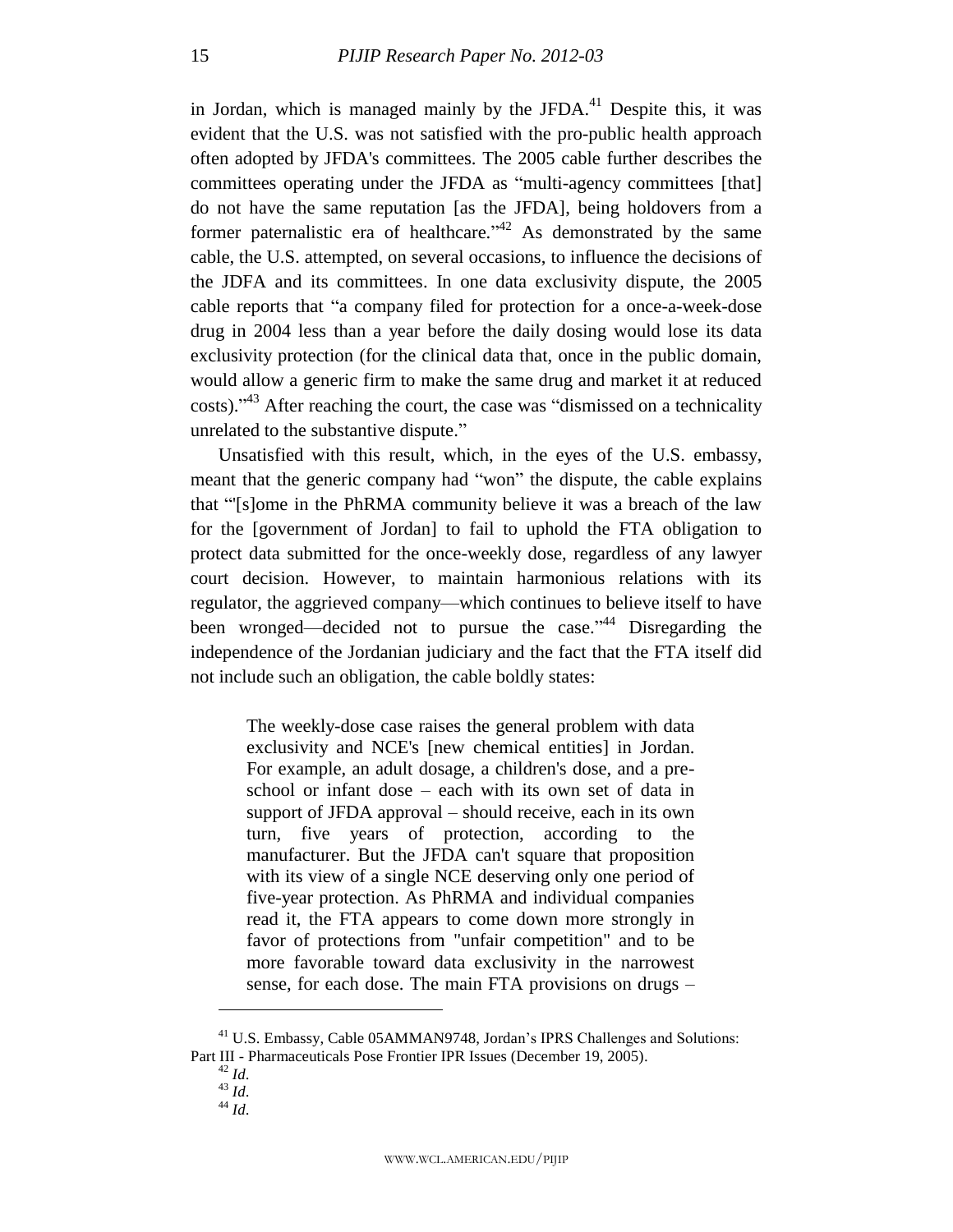in Jordan, which is managed mainly by the JFDA.[41] Despite this, it was evident that the U.S. was not satisfied with the pro-public health approach often adopted by JFDA's committees. The 2005 cable further describes the committees operating under the JFDA as "multi-agency committees [that] do not have the same reputation [as the JFDA], being holdovers from a former paternalistic era of healthcare."[42] As demonstrated by the same cable, the U.S. attempted, on several occasions, to influence the decisions of the JDFA and its committees. In one data exclusivity dispute, the 2005 cable reports that "a company filed for protection for a once-a-week-dose drug in 2004 less than a year before the daily dosing would lose its data exclusivity protection (for the clinical data that, once in the public domain, would allow a generic firm to make the same drug and market it at reduced costs)."[43] After reaching the court, the case was "dismissed on a technicality unrelated to the substantive dispute."

Unsatisfied with this result, which, in the eyes of the U.S. embassy, meant that the generic company had "won" the dispute, the cable explains that "'[s]ome in the PhRMA community believe it was a breach of the law for the [government of Jordan] to fail to uphold the FTA obligation to protect data submitted for the once-weekly dose, regardless of any lawyer court decision. However, to maintain harmonious relations with its regulator, the aggrieved company—which continues to believe itself to have been wronged—decided not to pursue the case."[44] Disregarding the independence of the Jordanian judiciary and the fact that the FTA itself did not include such an obligation, the cable boldly states:

> The weekly-dose case raises the general problem with data exclusivity and NCE's [new chemical entities] in Jordan. For example, an adult dosage, a children's dose, and a pre-school or infant dose – each with its own set of data in support of JFDA approval – should receive, each in its own turn, five years of protection, according to the manufacturer. But the JFDA can't square that proposition with its view of a single NCE deserving only one period of five-year protection. As PhRMA and individual companies read it, the FTA appears to come down more strongly in favor of protections from "unfair competition" and to be more favorable toward data exclusivity in the narrowest sense, for each dose. The main FTA provisions on drugs –

[41] U.S. Embassy, Cable 05AMMAN9748, Jordan's IPRS Challenges and Solutions: Part III - Pharmaceuticals Pose Frontier IPR Issues (December 19, 2005).

[42] *Id*.

[43] *Id*.

[44] *Id*.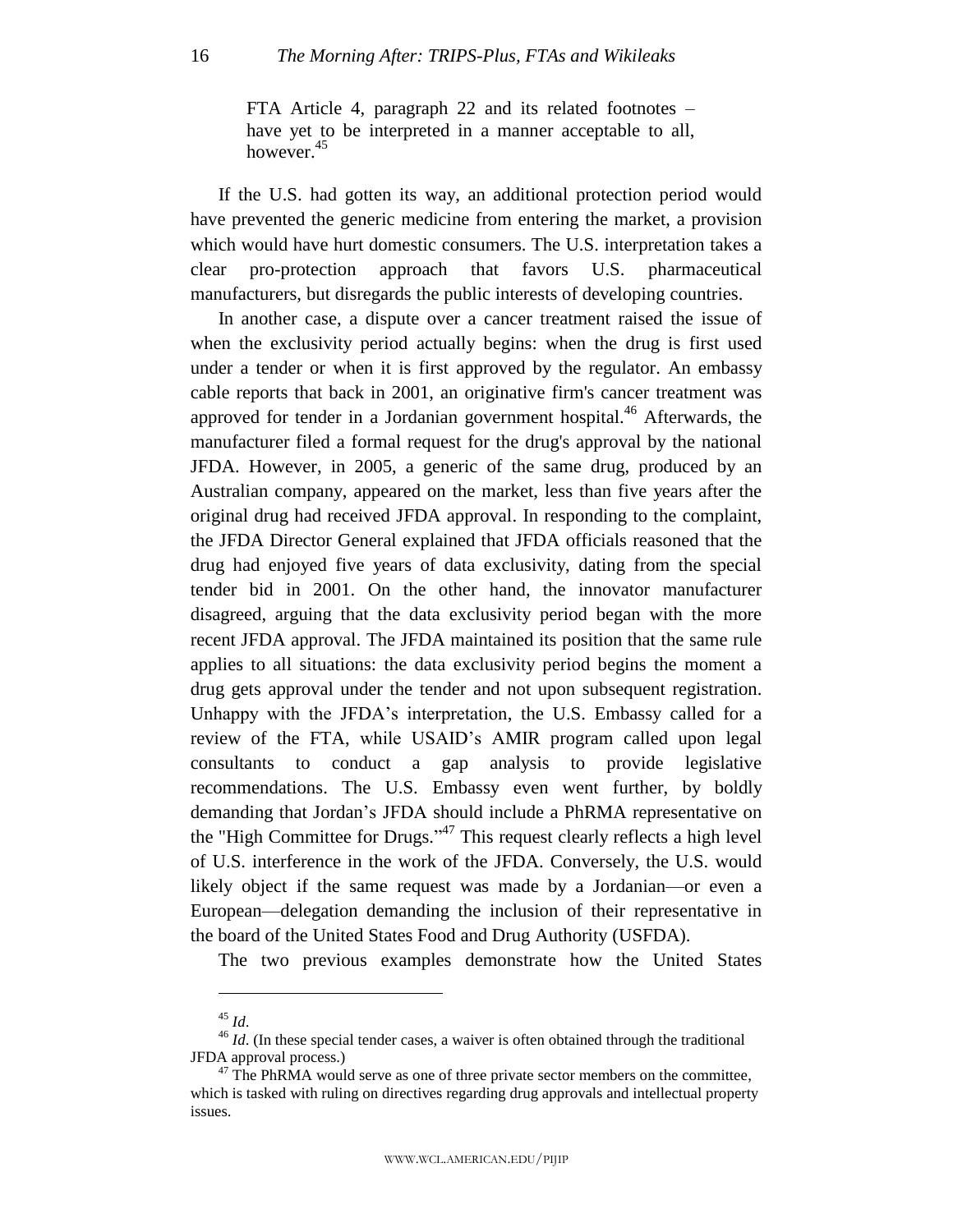FTA Article 4, paragraph 22 and its related footnotes – have yet to be interpreted in a manner acceptable to all, however.[45]

If the U.S. had gotten its way, an additional protection period would have prevented the generic medicine from entering the market, a provision which would have hurt domestic consumers. The U.S. interpretation takes a clear pro-protection approach that favors U.S. pharmaceutical manufacturers, but disregards the public interests of developing countries.

In another case, a dispute over a cancer treatment raised the issue of when the exclusivity period actually begins: when the drug is first used under a tender or when it is first approved by the regulator. An embassy cable reports that back in 2001, an originative firm's cancer treatment was approved for tender in a Jordanian government hospital.[46] Afterwards, the manufacturer filed a formal request for the drug's approval by the national JFDA. However, in 2005, a generic of the same drug, produced by an Australian company, appeared on the market, less than five years after the original drug had received JFDA approval. In responding to the complaint, the JFDA Director General explained that JFDA officials reasoned that the drug had enjoyed five years of data exclusivity, dating from the special tender bid in 2001. On the other hand, the innovator manufacturer disagreed, arguing that the data exclusivity period began with the more recent JFDA approval. The JFDA maintained its position that the same rule applies to all situations: the data exclusivity period begins the moment a drug gets approval under the tender and not upon subsequent registration. Unhappy with the JFDA's interpretation, the U.S. Embassy called for a review of the FTA, while USAID's AMIR program called upon legal consultants to conduct a gap analysis to provide legislative recommendations. The U.S. Embassy even went further, by boldly demanding that Jordan's JFDA should include a PhRMA representative on the "High Committee for Drugs."[47] This request clearly reflects a high level of U.S. interference in the work of the JFDA. Conversely, the U.S. would likely object if the same request was made by a Jordanian—or even a European—delegation demanding the inclusion of their representative in the board of the United States Food and Drug Authority (USFDA).

The two previous examples demonstrate how the United States

---

[45] *Id*.

[46] *Id*. (In these special tender cases, a waiver is often obtained through the traditional JFDA approval process.)

[47] The PhRMA would serve as one of three private sector members on the committee, which is tasked with ruling on directives regarding drug approvals and intellectual property issues.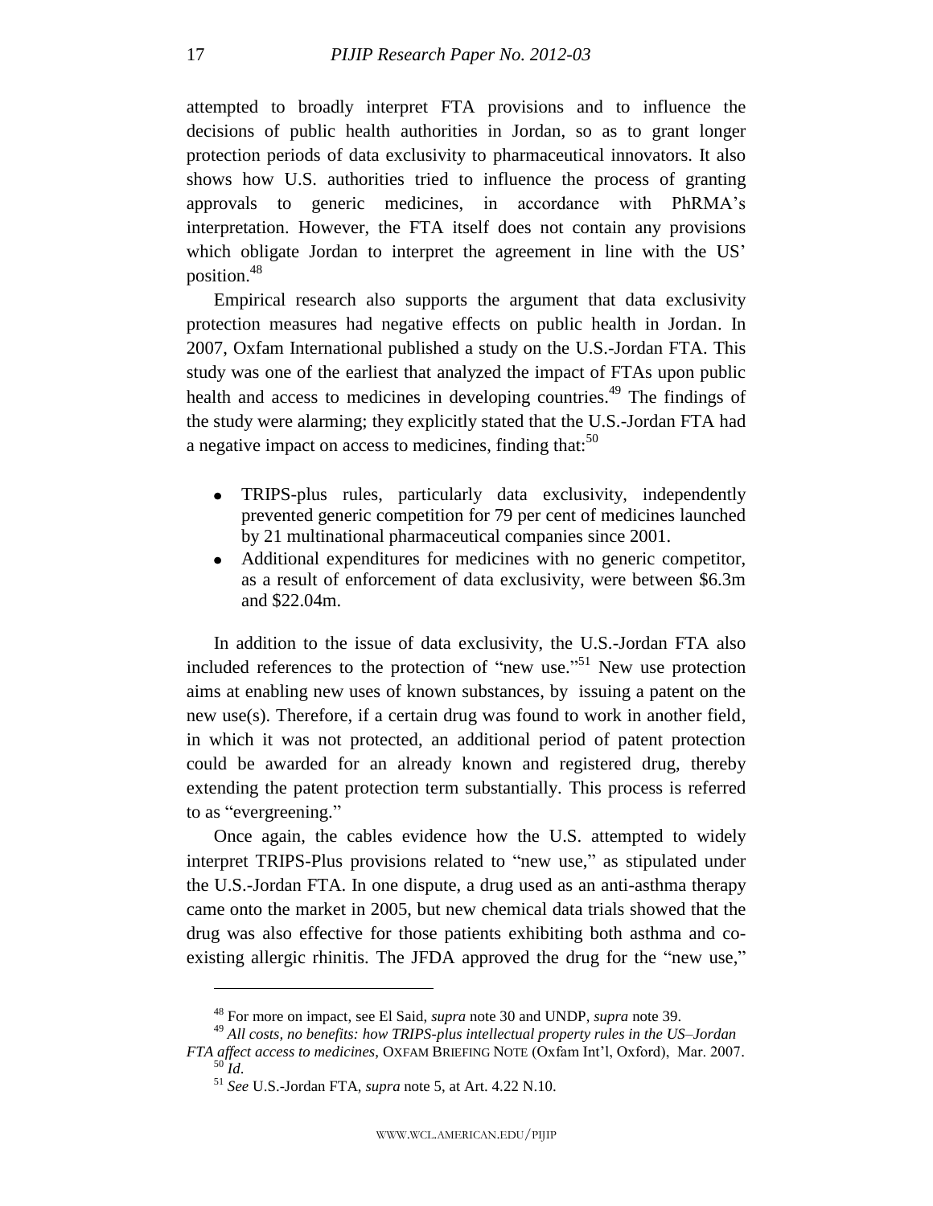attempted to broadly interpret FTA provisions and to influence the decisions of public health authorities in Jordan, so as to grant longer protection periods of data exclusivity to pharmaceutical innovators. It also shows how U.S. authorities tried to influence the process of granting approvals to generic medicines, in accordance with PhRMA's interpretation. However, the FTA itself does not contain any provisions which obligate Jordan to interpret the agreement in line with the US' position.[48]

Empirical research also supports the argument that data exclusivity protection measures had negative effects on public health in Jordan. In 2007, Oxfam International published a study on the U.S.-Jordan FTA. This study was one of the earliest that analyzed the impact of FTAs upon public health and access to medicines in developing countries.[49] The findings of the study were alarming; they explicitly stated that the U.S.-Jordan FTA had a negative impact on access to medicines, finding that:[50]

- TRIPS-plus rules, particularly data exclusivity, independently prevented generic competition for 79 per cent of medicines launched by 21 multinational pharmaceutical companies since 2001.
- Additional expenditures for medicines with no generic competitor, as a result of enforcement of data exclusivity, were between $6.3m and $22.04m.

In addition to the issue of data exclusivity, the U.S.-Jordan FTA also included references to the protection of "new use."[51] New use protection aims at enabling new uses of known substances, by issuing a patent on the new use(s). Therefore, if a certain drug was found to work in another field, in which it was not protected, an additional period of patent protection could be awarded for an already known and registered drug, thereby extending the patent protection term substantially. This process is referred to as "evergreening."

Once again, the cables evidence how the U.S. attempted to widely interpret TRIPS-Plus provisions related to "new use," as stipulated under the U.S.-Jordan FTA. In one dispute, a drug used as an anti-asthma therapy came onto the market in 2005, but new chemical data trials showed that the drug was also effective for those patients exhibiting both asthma and co-existing allergic rhinitis. The JFDA approved the drug for the "new use,"

[48] For more on impact, see El Said, *supra* note 30 and UNDP, *supra* note 39.

[49] *All costs, no benefits: how TRIPS-plus intellectual property rules in the US–Jordan FTA affect access to medicines*, OXFAM BRIEFING NOTE (Oxfam Int'l, Oxford), Mar. 2007.

[50] *Id*.

[51] *See* U.S.-Jordan FTA, *supra* note 5, at Art. 4.22 N.10.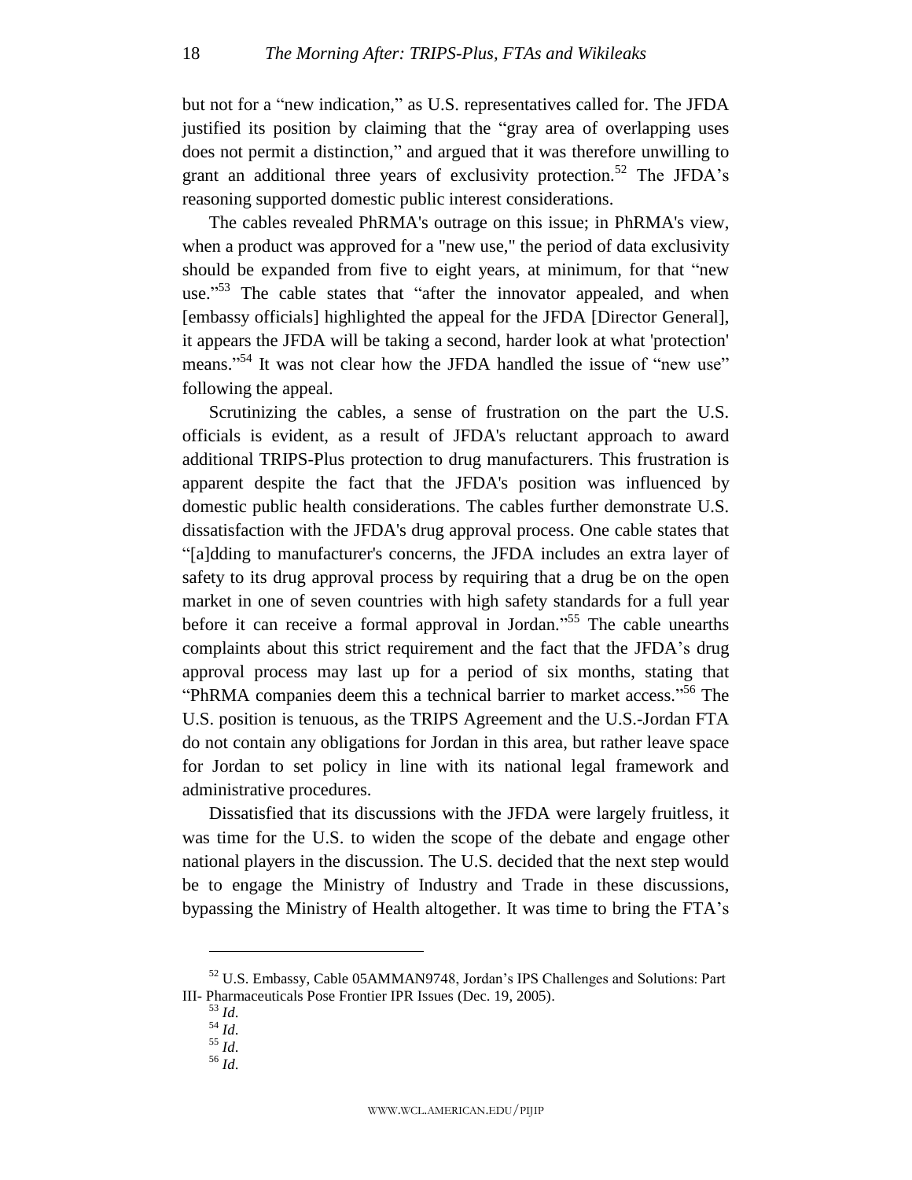but not for a "new indication," as U.S. representatives called for. The JFDA justified its position by claiming that the "gray area of overlapping uses does not permit a distinction," and argued that it was therefore unwilling to grant an additional three years of exclusivity protection.[52] The JFDA's reasoning supported domestic public interest considerations.

The cables revealed PhRMA's outrage on this issue; in PhRMA's view, when a product was approved for a "new use," the period of data exclusivity should be expanded from five to eight years, at minimum, for that "new use."[53] The cable states that "after the innovator appealed, and when [embassy officials] highlighted the appeal for the JFDA [Director General], it appears the JFDA will be taking a second, harder look at what 'protection' means."[54] It was not clear how the JFDA handled the issue of "new use" following the appeal.

Scrutinizing the cables, a sense of frustration on the part the U.S. officials is evident, as a result of JFDA's reluctant approach to award additional TRIPS-Plus protection to drug manufacturers. This frustration is apparent despite the fact that the JFDA's position was influenced by domestic public health considerations. The cables further demonstrate U.S. dissatisfaction with the JFDA's drug approval process. One cable states that "[a]dding to manufacturer's concerns, the JFDA includes an extra layer of safety to its drug approval process by requiring that a drug be on the open market in one of seven countries with high safety standards for a full year before it can receive a formal approval in Jordan."[55] The cable unearths complaints about this strict requirement and the fact that the JFDA's drug approval process may last up for a period of six months, stating that "PhRMA companies deem this a technical barrier to market access."[56] The U.S. position is tenuous, as the TRIPS Agreement and the U.S.-Jordan FTA do not contain any obligations for Jordan in this area, but rather leave space for Jordan to set policy in line with its national legal framework and administrative procedures.

Dissatisfied that its discussions with the JFDA were largely fruitless, it was time for the U.S. to widen the scope of the debate and engage other national players in the discussion. The U.S. decided that the next step would be to engage the Ministry of Industry and Trade in these discussions, bypassing the Ministry of Health altogether. It was time to bring the FTA's

---

[52] U.S. Embassy, Cable 05AMMAN9748, Jordan's IPS Challenges and Solutions: Part III- Pharmaceuticals Pose Frontier IPR Issues (Dec. 19, 2005).

[53] *Id*.

[54] *Id*.

[55] *Id*.

[56] *Id*.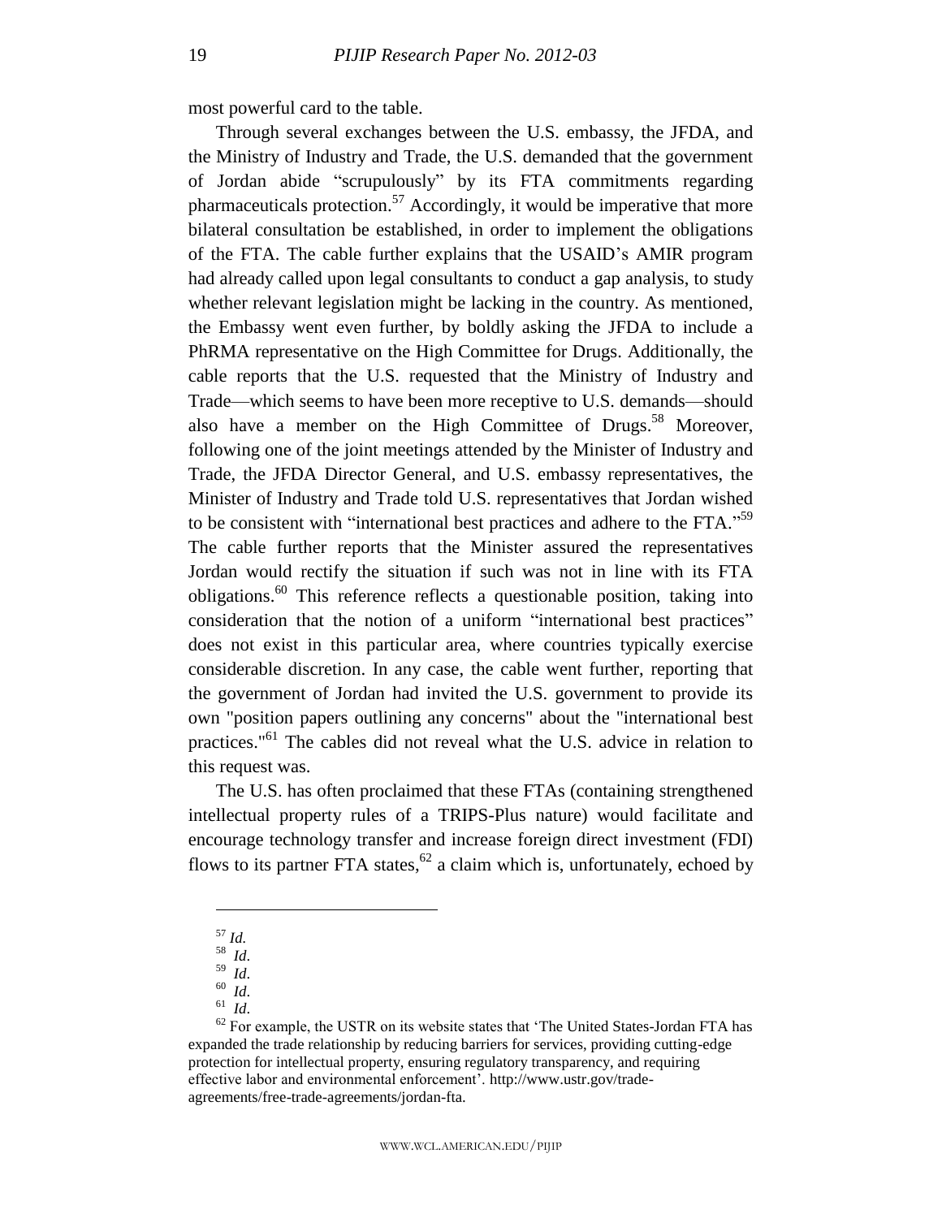most powerful card to the table.

Through several exchanges between the U.S. embassy, the JFDA, and the Ministry of Industry and Trade, the U.S. demanded that the government of Jordan abide "scrupulously" by its FTA commitments regarding pharmaceuticals protection.[57] Accordingly, it would be imperative that more bilateral consultation be established, in order to implement the obligations of the FTA. The cable further explains that the USAID's AMIR program had already called upon legal consultants to conduct a gap analysis, to study whether relevant legislation might be lacking in the country. As mentioned, the Embassy went even further, by boldly asking the JFDA to include a PhRMA representative on the High Committee for Drugs. Additionally, the cable reports that the U.S. requested that the Ministry of Industry and Trade—which seems to have been more receptive to U.S. demands—should also have a member on the High Committee of Drugs.[58] Moreover, following one of the joint meetings attended by the Minister of Industry and Trade, the JFDA Director General, and U.S. embassy representatives, the Minister of Industry and Trade told U.S. representatives that Jordan wished to be consistent with "international best practices and adhere to the FTA."[59] The cable further reports that the Minister assured the representatives Jordan would rectify the situation if such was not in line with its FTA obligations.[60] This reference reflects a questionable position, taking into consideration that the notion of a uniform "international best practices" does not exist in this particular area, where countries typically exercise considerable discretion. In any case, the cable went further, reporting that the government of Jordan had invited the U.S. government to provide its own "position papers outlining any concerns" about the "international best practices."[61] The cables did not reveal what the U.S. advice in relation to this request was.

The U.S. has often proclaimed that these FTAs (containing strengthened intellectual property rules of a TRIPS-Plus nature) would facilitate and encourage technology transfer and increase foreign direct investment (FDI) flows to its partner FTA states,[62] a claim which is, unfortunately, echoed by

---

[57] *Id.*

[58] *Id*.

[59] *Id*.

[60] *Id*.

[61] *Id*.

[62] For example, the USTR on its website states that 'The United States-Jordan FTA has expanded the trade relationship by reducing barriers for services, providing cutting-edge protection for intellectual property, ensuring regulatory transparency, and requiring effective labor and environmental enforcement'. http://www.ustr.gov/trade-agreements/free-trade-agreements/jordan-fta.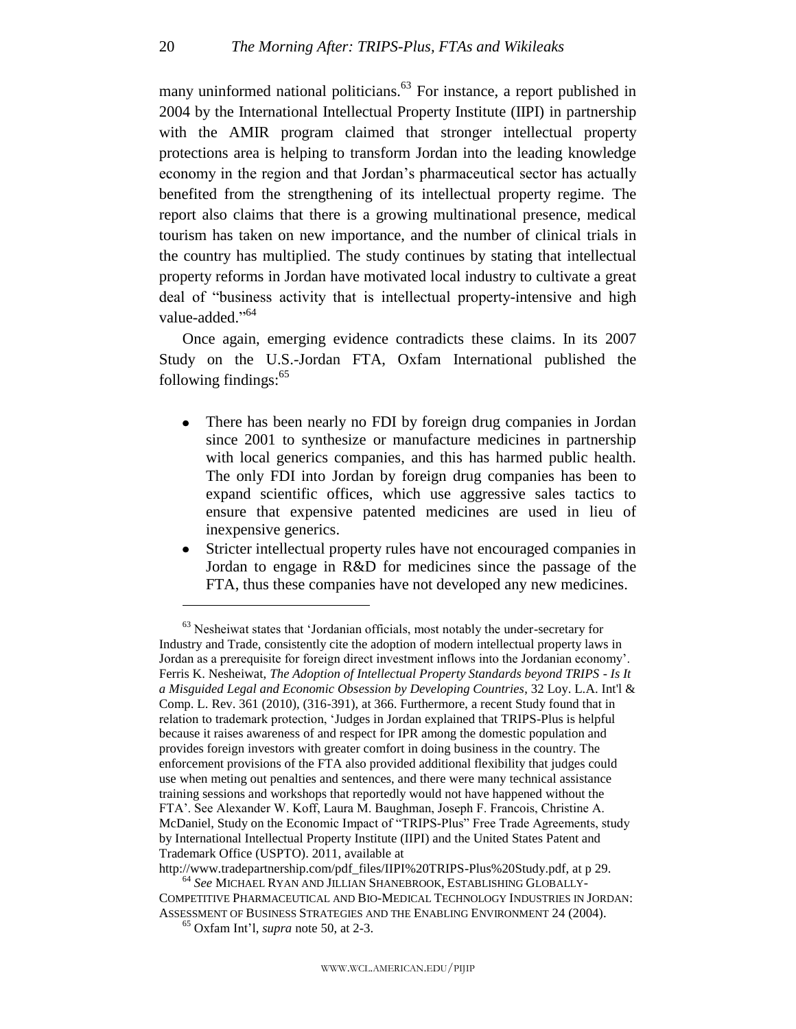many uninformed national politicians.[63] For instance, a report published in 2004 by the International Intellectual Property Institute (IIPI) in partnership with the AMIR program claimed that stronger intellectual property protections area is helping to transform Jordan into the leading knowledge economy in the region and that Jordan's pharmaceutical sector has actually benefited from the strengthening of its intellectual property regime. The report also claims that there is a growing multinational presence, medical tourism has taken on new importance, and the number of clinical trials in the country has multiplied. The study continues by stating that intellectual property reforms in Jordan have motivated local industry to cultivate a great deal of "business activity that is intellectual property-intensive and high value-added."[64]

Once again, emerging evidence contradicts these claims. In its 2007 Study on the U.S.-Jordan FTA, Oxfam International published the following findings:[65]

- There has been nearly no FDI by foreign drug companies in Jordan since 2001 to synthesize or manufacture medicines in partnership with local generics companies, and this has harmed public health. The only FDI into Jordan by foreign drug companies has been to expand scientific offices, which use aggressive sales tactics to ensure that expensive patented medicines are used in lieu of inexpensive generics.
- Stricter intellectual property rules have not encouraged companies in Jordan to engage in R&D for medicines since the passage of the FTA, thus these companies have not developed any new medicines.

---

[63] Nesheiwat states that 'Jordanian officials, most notably the under-secretary for Industry and Trade, consistently cite the adoption of modern intellectual property laws in Jordan as a prerequisite for foreign direct investment inflows into the Jordanian economy'. Ferris K. Nesheiwat, *The Adoption of Intellectual Property Standards beyond TRIPS - Is It a Misguided Legal and Economic Obsession by Developing Countries*, 32 Loy. L.A. Int'l & Comp. L. Rev. 361 (2010), (316-391), at 366. Furthermore, a recent Study found that in relation to trademark protection, 'Judges in Jordan explained that TRIPS-Plus is helpful because it raises awareness of and respect for IPR among the domestic population and provides foreign investors with greater comfort in doing business in the country. The enforcement provisions of the FTA also provided additional flexibility that judges could use when meting out penalties and sentences, and there were many technical assistance training sessions and workshops that reportedly would not have happened without the FTA'. See Alexander W. Koff, Laura M. Baughman, Joseph F. Francois, Christine A. McDaniel, Study on the Economic Impact of "TRIPS-Plus" Free Trade Agreements, study by International Intellectual Property Institute (IIPI) and the United States Patent and Trademark Office (USPTO). 2011, available at http://www.tradepartnership.com/pdf_files/IIPI%20TRIPS-Plus%20Study.pdf, at p 29.

[64] *See* MICHAEL RYAN AND JILLIAN SHANEBROOK, ESTABLISHING GLOBALLY-COMPETITIVE PHARMACEUTICAL AND BIO-MEDICAL TECHNOLOGY INDUSTRIES IN JORDAN: ASSESSMENT OF BUSINESS STRATEGIES AND THE ENABLING ENVIRONMENT 24 (2004).

[65] Oxfam Int'l, *supra* note 50, at 2-3.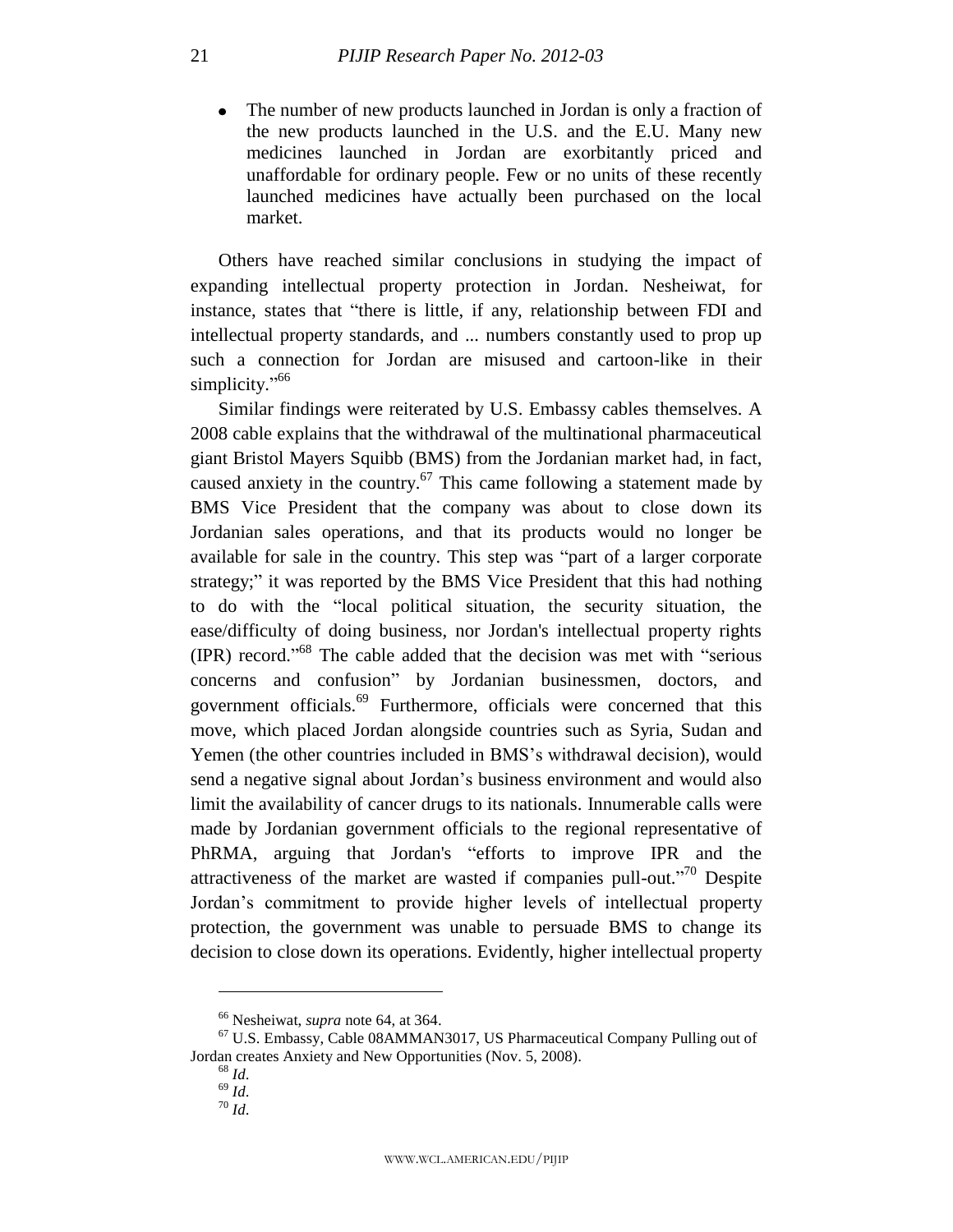- The number of new products launched in Jordan is only a fraction of the new products launched in the U.S. and the E.U. Many new medicines launched in Jordan are exorbitantly priced and unaffordable for ordinary people. Few or no units of these recently launched medicines have actually been purchased on the local market.

Others have reached similar conclusions in studying the impact of expanding intellectual property protection in Jordan. Nesheiwat, for instance, states that "there is little, if any, relationship between FDI and intellectual property standards, and ... numbers constantly used to prop up such a connection for Jordan are misused and cartoon-like in their simplicity."[66]

Similar findings were reiterated by U.S. Embassy cables themselves. A 2008 cable explains that the withdrawal of the multinational pharmaceutical giant Bristol Mayers Squibb (BMS) from the Jordanian market had, in fact, caused anxiety in the country.[67] This came following a statement made by BMS Vice President that the company was about to close down its Jordanian sales operations, and that its products would no longer be available for sale in the country. This step was "part of a larger corporate strategy;" it was reported by the BMS Vice President that this had nothing to do with the "local political situation, the security situation, the ease/difficulty of doing business, nor Jordan's intellectual property rights (IPR) record."[68] The cable added that the decision was met with "serious concerns and confusion" by Jordanian businessmen, doctors, and government officials.[69] Furthermore, officials were concerned that this move, which placed Jordan alongside countries such as Syria, Sudan and Yemen (the other countries included in BMS's withdrawal decision), would send a negative signal about Jordan's business environment and would also limit the availability of cancer drugs to its nationals. Innumerable calls were made by Jordanian government officials to the regional representative of PhRMA, arguing that Jordan's "efforts to improve IPR and the attractiveness of the market are wasted if companies pull-out."[70] Despite Jordan's commitment to provide higher levels of intellectual property protection, the government was unable to persuade BMS to change its decision to close down its operations. Evidently, higher intellectual property

---

[66] Nesheiwat, *supra* note 64, at 364.

[67] U.S. Embassy, Cable 08AMMAN3017, US Pharmaceutical Company Pulling out of Jordan creates Anxiety and New Opportunities (Nov. 5, 2008).

[68] *Id.*

[69] *Id.*

[70] *Id.*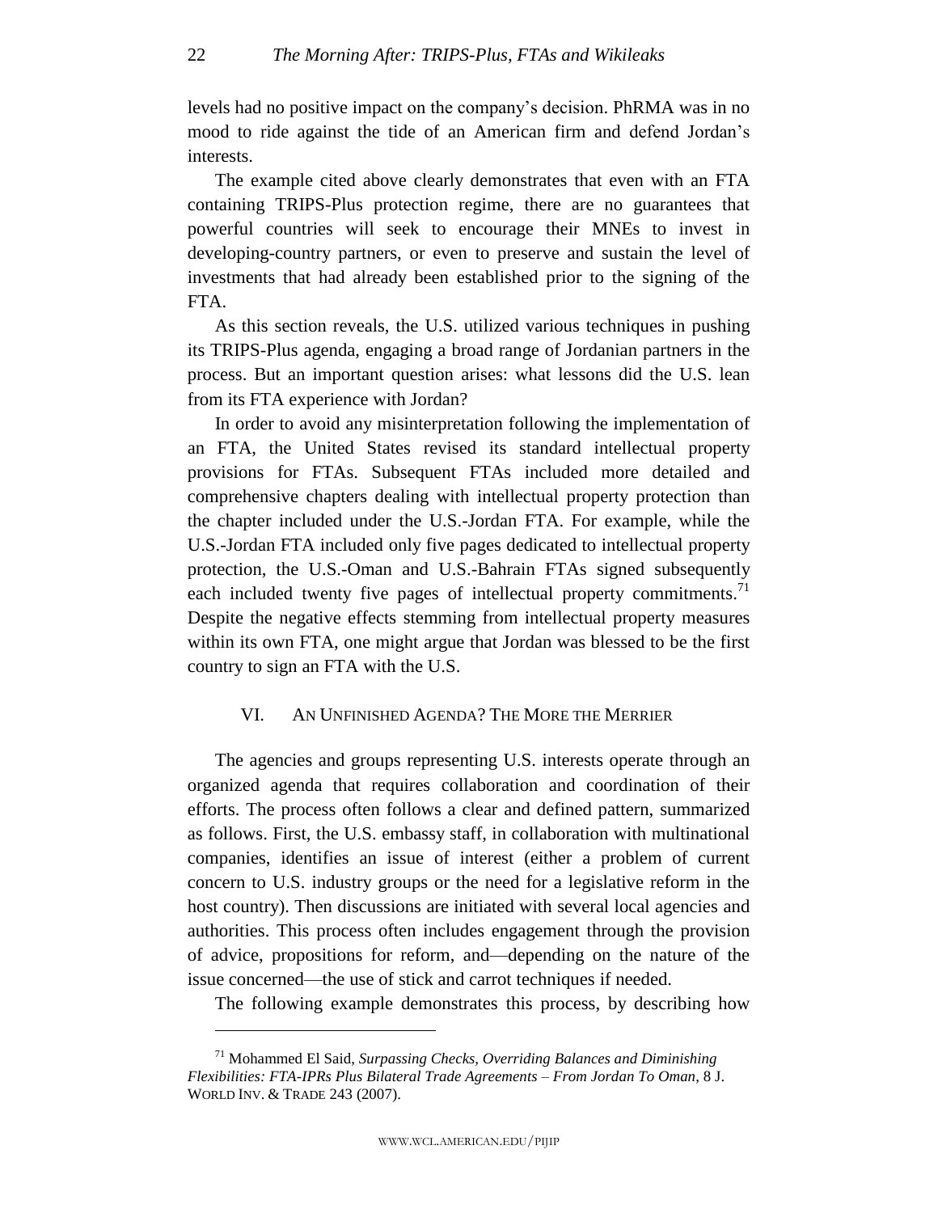levels had no positive impact on the company's decision. PhRMA was in no mood to ride against the tide of an American firm and defend Jordan's interests.

The example cited above clearly demonstrates that even with an FTA containing TRIPS-Plus protection regime, there are no guarantees that powerful countries will seek to encourage their MNEs to invest in developing-country partners, or even to preserve and sustain the level of investments that had already been established prior to the signing of the FTA.

As this section reveals, the U.S. utilized various techniques in pushing its TRIPS-Plus agenda, engaging a broad range of Jordanian partners in the process. But an important question arises: what lessons did the U.S. lean from its FTA experience with Jordan?

In order to avoid any misinterpretation following the implementation of an FTA, the United States revised its standard intellectual property provisions for FTAs. Subsequent FTAs included more detailed and comprehensive chapters dealing with intellectual property protection than the chapter included under the U.S.-Jordan FTA. For example, while the U.S.-Jordan FTA included only five pages dedicated to intellectual property protection, the U.S.-Oman and U.S.-Bahrain FTAs signed subsequently each included twenty five pages of intellectual property commitments.[71] Despite the negative effects stemming from intellectual property measures within its own FTA, one might argue that Jordan was blessed to be the first country to sign an FTA with the U.S.

## VI. AN UNFINISHED AGENDA? THE MORE THE MERRIER

The agencies and groups representing U.S. interests operate through an organized agenda that requires collaboration and coordination of their efforts. The process often follows a clear and defined pattern, summarized as follows. First, the U.S. embassy staff, in collaboration with multinational companies, identifies an issue of interest (either a problem of current concern to U.S. industry groups or the need for a legislative reform in the host country). Then discussions are initiated with several local agencies and authorities. This process often includes engagement through the provision of advice, propositions for reform, and—depending on the nature of the issue concerned—the use of stick and carrot techniques if needed.

The following example demonstrates this process, by describing how

---

[71] Mohammed El Said, *Surpassing Checks, Overriding Balances and Diminishing Flexibilities: FTA-IPRs Plus Bilateral Trade Agreements – From Jordan To Oman*, 8 J. WORLD INV. & TRADE 243 (2007).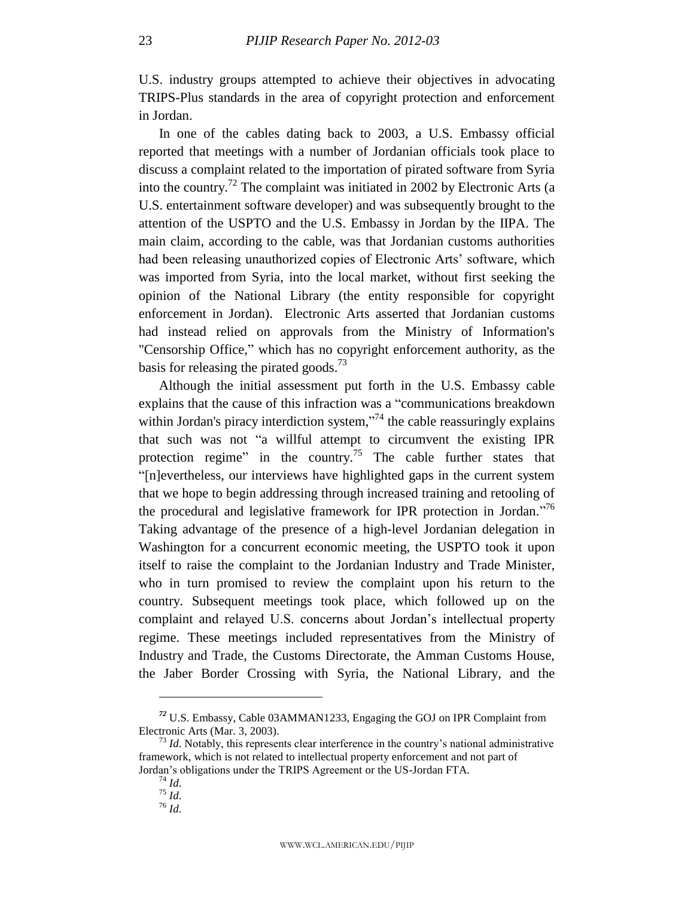U.S. industry groups attempted to achieve their objectives in advocating TRIPS-Plus standards in the area of copyright protection and enforcement in Jordan.

In one of the cables dating back to 2003, a U.S. Embassy official reported that meetings with a number of Jordanian officials took place to discuss a complaint related to the importation of pirated software from Syria into the country.[72] The complaint was initiated in 2002 by Electronic Arts (a U.S. entertainment software developer) and was subsequently brought to the attention of the USPTO and the U.S. Embassy in Jordan by the IIPA. The main claim, according to the cable, was that Jordanian customs authorities had been releasing unauthorized copies of Electronic Arts' software, which was imported from Syria, into the local market, without first seeking the opinion of the National Library (the entity responsible for copyright enforcement in Jordan). Electronic Arts asserted that Jordanian customs had instead relied on approvals from the Ministry of Information's "Censorship Office," which has no copyright enforcement authority, as the basis for releasing the pirated goods.[73]

Although the initial assessment put forth in the U.S. Embassy cable explains that the cause of this infraction was a "communications breakdown within Jordan's piracy interdiction system,"[74] the cable reassuringly explains that such was not "a willful attempt to circumvent the existing IPR protection regime" in the country.[75] The cable further states that "[n]evertheless, our interviews have highlighted gaps in the current system that we hope to begin addressing through increased training and retooling of the procedural and legislative framework for IPR protection in Jordan."[76] Taking advantage of the presence of a high-level Jordanian delegation in Washington for a concurrent economic meeting, the USPTO took it upon itself to raise the complaint to the Jordanian Industry and Trade Minister, who in turn promised to review the complaint upon his return to the country. Subsequent meetings took place, which followed up on the complaint and relayed U.S. concerns about Jordan's intellectual property regime. These meetings included representatives from the Ministry of Industry and Trade, the Customs Directorate, the Amman Customs House, the Jaber Border Crossing with Syria, the National Library, and the

---

[72] U.S. Embassy, Cable 03AMMAN1233, Engaging the GOJ on IPR Complaint from Electronic Arts (Mar. 3, 2003).

[73] *Id*. Notably, this represents clear interference in the country's national administrative framework, which is not related to intellectual property enforcement and not part of Jordan's obligations under the TRIPS Agreement or the US-Jordan FTA.

[74] *Id*.

[75] *Id*.

[76] *Id*.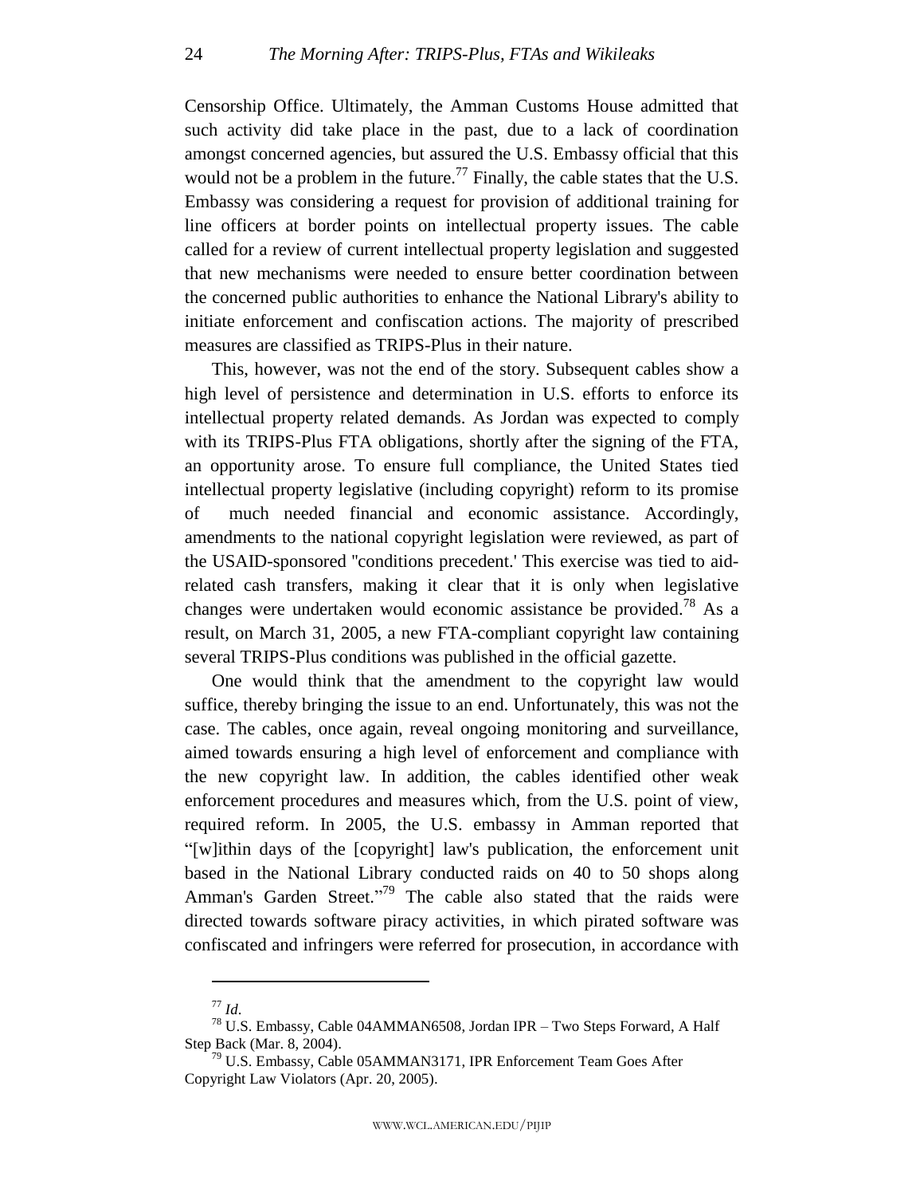Censorship Office. Ultimately, the Amman Customs House admitted that such activity did take place in the past, due to a lack of coordination amongst concerned agencies, but assured the U.S. Embassy official that this would not be a problem in the future.[77] Finally, the cable states that the U.S. Embassy was considering a request for provision of additional training for line officers at border points on intellectual property issues. The cable called for a review of current intellectual property legislation and suggested that new mechanisms were needed to ensure better coordination between the concerned public authorities to enhance the National Library's ability to initiate enforcement and confiscation actions. The majority of prescribed measures are classified as TRIPS-Plus in their nature.

This, however, was not the end of the story. Subsequent cables show a high level of persistence and determination in U.S. efforts to enforce its intellectual property related demands. As Jordan was expected to comply with its TRIPS-Plus FTA obligations, shortly after the signing of the FTA, an opportunity arose. To ensure full compliance, the United States tied intellectual property legislative (including copyright) reform to its promise of much needed financial and economic assistance. Accordingly, amendments to the national copyright legislation were reviewed, as part of the USAID-sponsored ''conditions precedent.' This exercise was tied to aid-related cash transfers, making it clear that it is only when legislative changes were undertaken would economic assistance be provided.[78] As a result, on March 31, 2005, a new FTA-compliant copyright law containing several TRIPS-Plus conditions was published in the official gazette.

One would think that the amendment to the copyright law would suffice, thereby bringing the issue to an end. Unfortunately, this was not the case. The cables, once again, reveal ongoing monitoring and surveillance, aimed towards ensuring a high level of enforcement and compliance with the new copyright law. In addition, the cables identified other weak enforcement procedures and measures which, from the U.S. point of view, required reform. In 2005, the U.S. embassy in Amman reported that "[w]ithin days of the [copyright] law's publication, the enforcement unit based in the National Library conducted raids on 40 to 50 shops along Amman's Garden Street."[79] The cable also stated that the raids were directed towards software piracy activities, in which pirated software was confiscated and infringers were referred for prosecution, in accordance with

---

[77] *Id*.

[78] U.S. Embassy, Cable 04AMMAN6508, Jordan IPR – Two Steps Forward, A Half Step Back (Mar. 8, 2004).

[79] U.S. Embassy, Cable 05AMMAN3171, IPR Enforcement Team Goes After Copyright Law Violators (Apr. 20, 2005).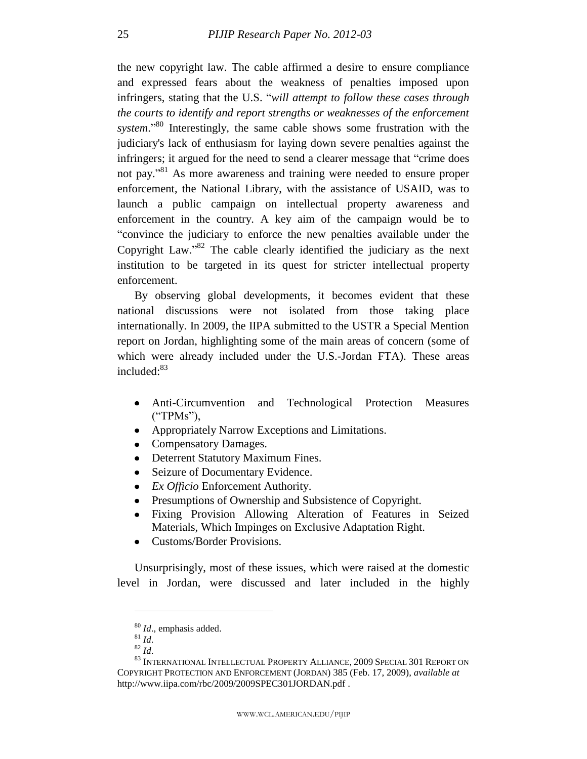the new copyright law. The cable affirmed a desire to ensure compliance and expressed fears about the weakness of penalties imposed upon infringers, stating that the U.S. "*will attempt to follow these cases through the courts to identify and report strengths or weaknesses of the enforcement system*."[80] Interestingly, the same cable shows some frustration with the judiciary's lack of enthusiasm for laying down severe penalties against the infringers; it argued for the need to send a clearer message that "crime does not pay."[81] As more awareness and training were needed to ensure proper enforcement, the National Library, with the assistance of USAID, was to launch a public campaign on intellectual property awareness and enforcement in the country. A key aim of the campaign would be to "convince the judiciary to enforce the new penalties available under the Copyright Law."[82] The cable clearly identified the judiciary as the next institution to be targeted in its quest for stricter intellectual property enforcement.

By observing global developments, it becomes evident that these national discussions were not isolated from those taking place internationally. In 2009, the IIPA submitted to the USTR a Special Mention report on Jordan, highlighting some of the main areas of concern (some of which were already included under the U.S.-Jordan FTA). These areas included:[83]

- Anti-Circumvention and Technological Protection Measures ("TPMs"),
- Appropriately Narrow Exceptions and Limitations.
- Compensatory Damages.
- Deterrent Statutory Maximum Fines.
- Seizure of Documentary Evidence.
- *Ex Officio* Enforcement Authority.
- Presumptions of Ownership and Subsistence of Copyright.
- Fixing Provision Allowing Alteration of Features in Seized Materials, Which Impinges on Exclusive Adaptation Right.
- Customs/Border Provisions.

Unsurprisingly, most of these issues, which were raised at the domestic level in Jordan, were discussed and later included in the highly

---

[80] *Id*., emphasis added.

[81] *Id*.

[82] *Id*.

[83] INTERNATIONAL INTELLECTUAL PROPERTY ALLIANCE, 2009 SPECIAL 301 REPORT ON COPYRIGHT PROTECTION AND ENFORCEMENT (JORDAN) 385 (Feb. 17, 2009), *available at* http://www.iipa.com/rbc/2009/2009SPEC301JORDAN.pdf .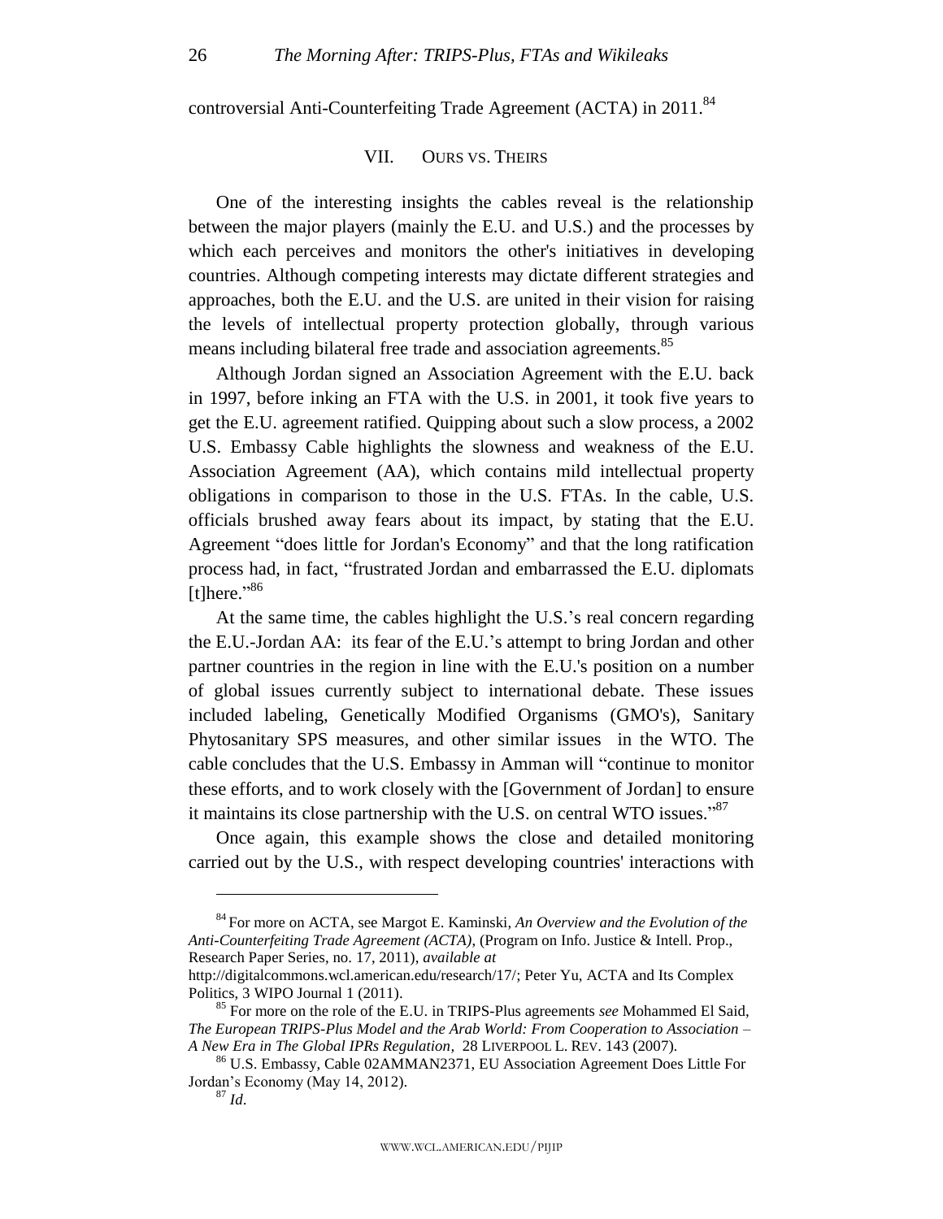controversial Anti-Counterfeiting Trade Agreement (ACTA) in 2011.[84]

## VII. OURS VS. THEIRS

One of the interesting insights the cables reveal is the relationship between the major players (mainly the E.U. and U.S.) and the processes by which each perceives and monitors the other's initiatives in developing countries. Although competing interests may dictate different strategies and approaches, both the E.U. and the U.S. are united in their vision for raising the levels of intellectual property protection globally, through various means including bilateral free trade and association agreements.[85]

Although Jordan signed an Association Agreement with the E.U. back in 1997, before inking an FTA with the U.S. in 2001, it took five years to get the E.U. agreement ratified. Quipping about such a slow process, a 2002 U.S. Embassy Cable highlights the slowness and weakness of the E.U. Association Agreement (AA), which contains mild intellectual property obligations in comparison to those in the U.S. FTAs. In the cable, U.S. officials brushed away fears about its impact, by stating that the E.U. Agreement "does little for Jordan's Economy" and that the long ratification process had, in fact, "frustrated Jordan and embarrassed the E.U. diplomats [t]here."[86]

At the same time, the cables highlight the U.S.'s real concern regarding the E.U.-Jordan AA: its fear of the E.U.'s attempt to bring Jordan and other partner countries in the region in line with the E.U.'s position on a number of global issues currently subject to international debate. These issues included labeling, Genetically Modified Organisms (GMO's), Sanitary Phytosanitary SPS measures, and other similar issues in the WTO. The cable concludes that the U.S. Embassy in Amman will "continue to monitor these efforts, and to work closely with the [Government of Jordan] to ensure it maintains its close partnership with the U.S. on central WTO issues."[87]

Once again, this example shows the close and detailed monitoring carried out by the U.S., with respect developing countries' interactions with

---

[84] For more on ACTA, see Margot E. Kaminski, *An Overview and the Evolution of the Anti-Counterfeiting Trade Agreement (ACTA)*, (Program on Info. Justice & Intell. Prop., Research Paper Series, no. 17, 2011), *available at* http://digitalcommons.wcl.american.edu/research/17/; Peter Yu, ACTA and Its Complex Politics, 3 WIPO Journal 1 (2011).

[85] For more on the role of the E.U. in TRIPS-Plus agreements *see* Mohammed El Said, *The European TRIPS-Plus Model and the Arab World: From Cooperation to Association – A New Era in The Global IPRs Regulation*, 28 LIVERPOOL L. REV. 143 (2007).

[86] U.S. Embassy, Cable 02AMMAN2371, EU Association Agreement Does Little For Jordan's Economy (May 14, 2012).

[87] *Id*.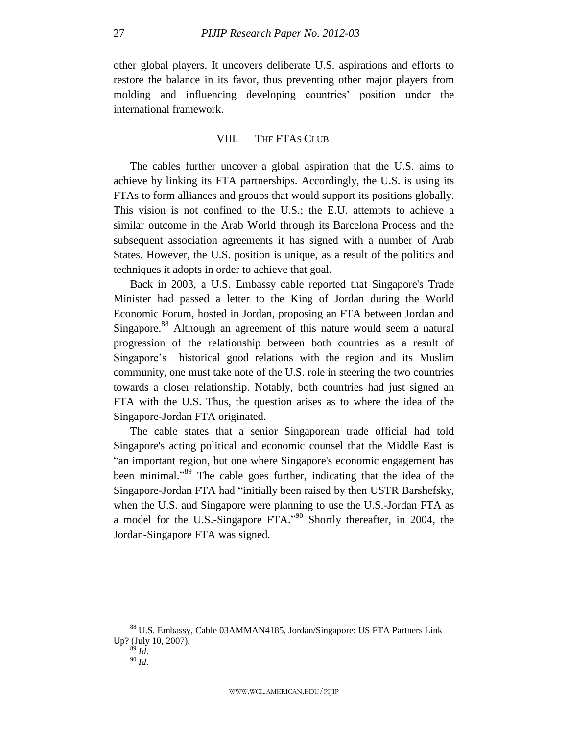other global players. It uncovers deliberate U.S. aspirations and efforts to restore the balance in its favor, thus preventing other major players from molding and influencing developing countries' position under the international framework.

## VIII. THE FTAS CLUB

The cables further uncover a global aspiration that the U.S. aims to achieve by linking its FTA partnerships. Accordingly, the U.S. is using its FTAs to form alliances and groups that would support its positions globally. This vision is not confined to the U.S.; the E.U. attempts to achieve a similar outcome in the Arab World through its Barcelona Process and the subsequent association agreements it has signed with a number of Arab States. However, the U.S. position is unique, as a result of the politics and techniques it adopts in order to achieve that goal.

Back in 2003, a U.S. Embassy cable reported that Singapore's Trade Minister had passed a letter to the King of Jordan during the World Economic Forum, hosted in Jordan, proposing an FTA between Jordan and Singapore.[88] Although an agreement of this nature would seem a natural progression of the relationship between both countries as a result of Singapore's historical good relations with the region and its Muslim community, one must take note of the U.S. role in steering the two countries towards a closer relationship. Notably, both countries had just signed an FTA with the U.S. Thus, the question arises as to where the idea of the Singapore-Jordan FTA originated.

The cable states that a senior Singaporean trade official had told Singapore's acting political and economic counsel that the Middle East is "an important region, but one where Singapore's economic engagement has been minimal."[89] The cable goes further, indicating that the idea of the Singapore-Jordan FTA had "initially been raised by then USTR Barshefsky, when the U.S. and Singapore were planning to use the U.S.-Jordan FTA as a model for the U.S.-Singapore FTA."[90] Shortly thereafter, in 2004, the Jordan-Singapore FTA was signed.

---

[88] U.S. Embassy, Cable 03AMMAN4185, Jordan/Singapore: US FTA Partners Link Up? (July 10, 2007).

[89] *Id.*

[90] *Id.*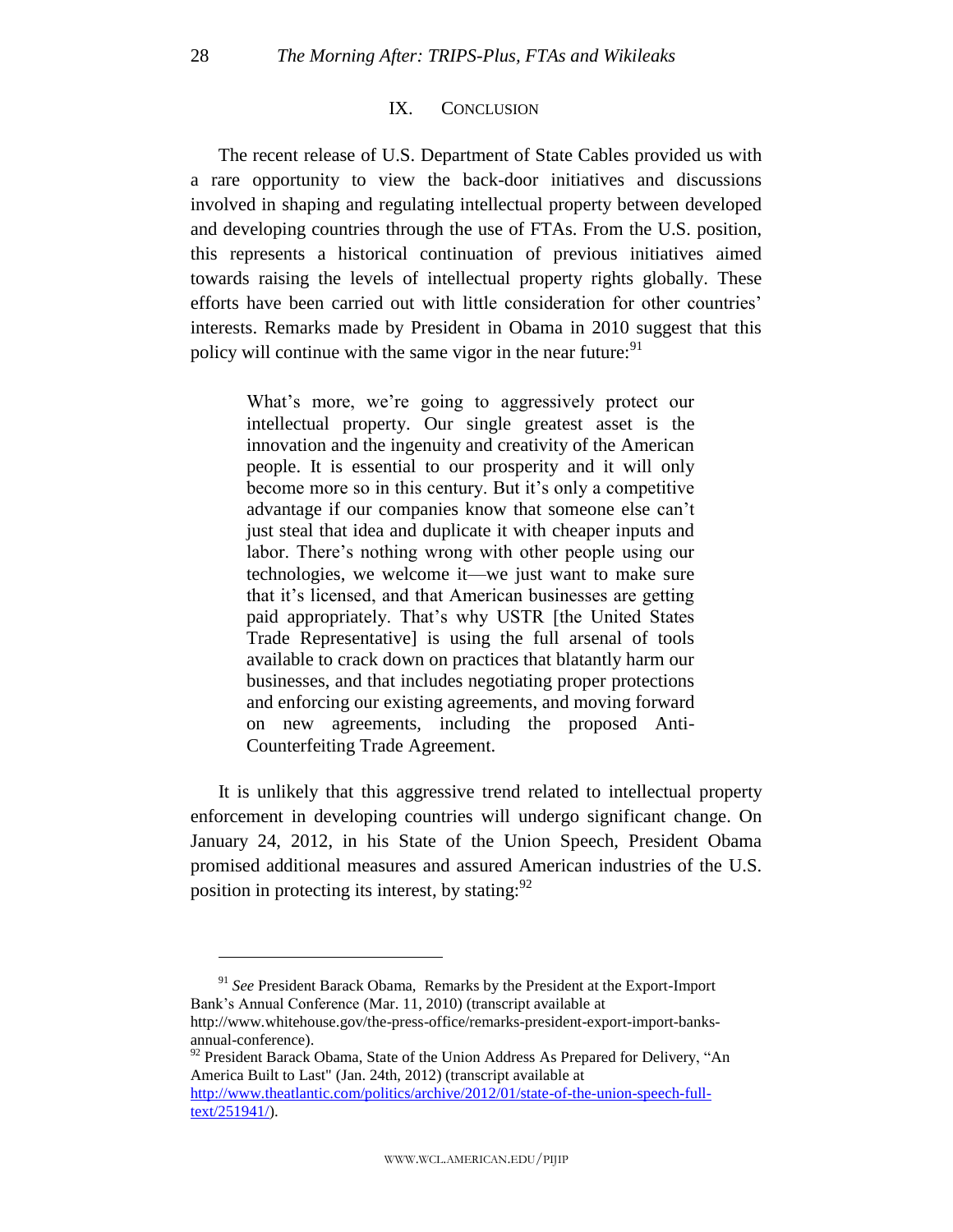## IX. CONCLUSION

The recent release of U.S. Department of State Cables provided us with a rare opportunity to view the back-door initiatives and discussions involved in shaping and regulating intellectual property between developed and developing countries through the use of FTAs. From the U.S. position, this represents a historical continuation of previous initiatives aimed towards raising the levels of intellectual property rights globally. These efforts have been carried out with little consideration for other countries' interests. Remarks made by President in Obama in 2010 suggest that this policy will continue with the same vigor in the near future:[91]

> What's more, we're going to aggressively protect our intellectual property. Our single greatest asset is the innovation and the ingenuity and creativity of the American people. It is essential to our prosperity and it will only become more so in this century. But it's only a competitive advantage if our companies know that someone else can't just steal that idea and duplicate it with cheaper inputs and labor. There's nothing wrong with other people using our technologies, we welcome it—we just want to make sure that it's licensed, and that American businesses are getting paid appropriately. That's why USTR [the United States Trade Representative] is using the full arsenal of tools available to crack down on practices that blatantly harm our businesses, and that includes negotiating proper protections and enforcing our existing agreements, and moving forward on new agreements, including the proposed Anti-Counterfeiting Trade Agreement.

It is unlikely that this aggressive trend related to intellectual property enforcement in developing countries will undergo significant change. On January 24, 2012, in his State of the Union Speech, President Obama promised additional measures and assured American industries of the U.S. position in protecting its interest, by stating:[92]

---

[91] *See* President Barack Obama, Remarks by the President at the Export-Import Bank's Annual Conference (Mar. 11, 2010) (transcript available at http://www.whitehouse.gov/the-press-office/remarks-president-export-import-banks-annual-conference).

[92] President Barack Obama, State of the Union Address As Prepared for Delivery, "An America Built to Last" (Jan. 24th, 2012) (transcript available at http://www.theatlantic.com/politics/archive/2012/01/state-of-the-union-speech-full-text/251941/).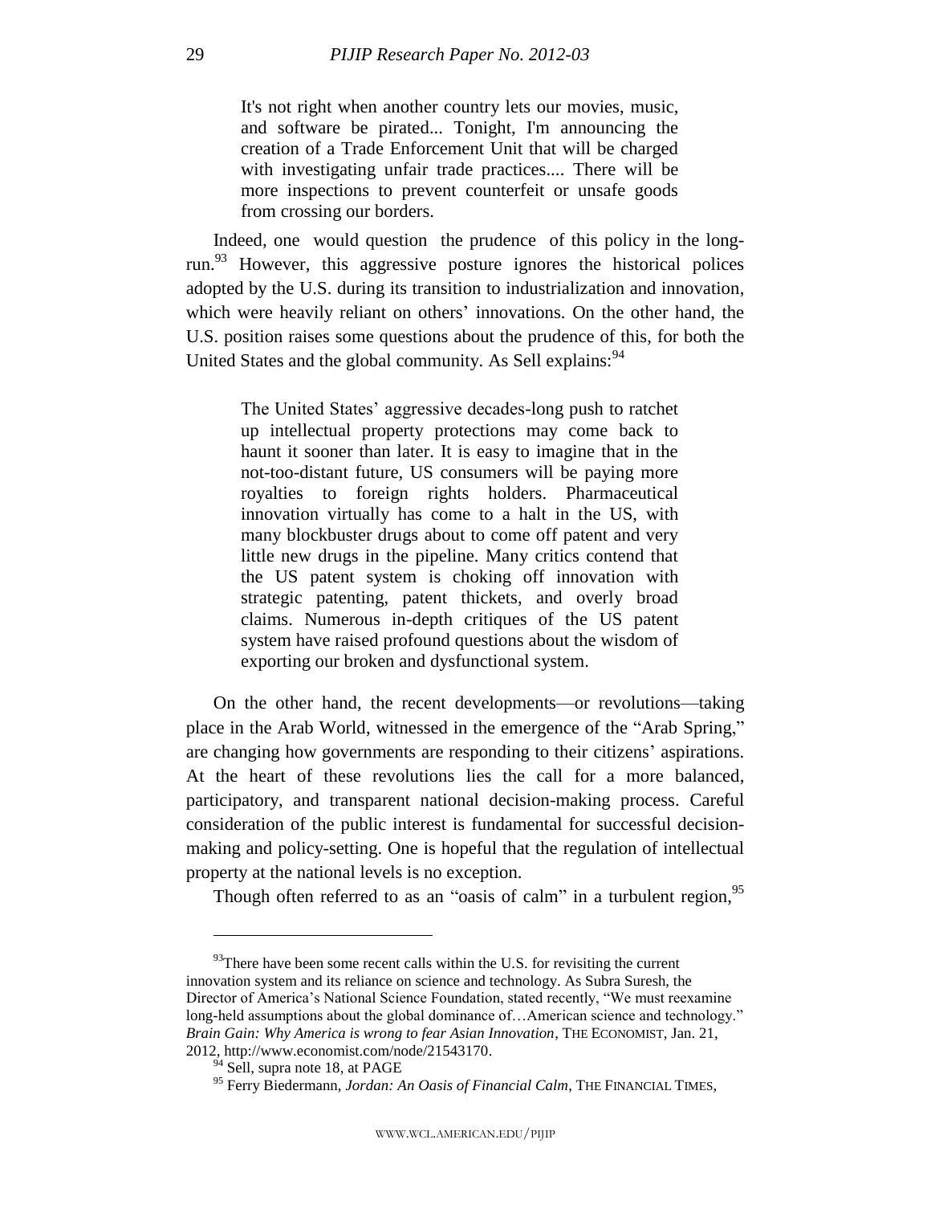> It's not right when another country lets our movies, music, and software be pirated... Tonight, I'm announcing the creation of a Trade Enforcement Unit that will be charged with investigating unfair trade practices.... There will be more inspections to prevent counterfeit or unsafe goods from crossing our borders.

Indeed, one would question the prudence of this policy in the long-run.[93] However, this aggressive posture ignores the historical polices adopted by the U.S. during its transition to industrialization and innovation, which were heavily reliant on others' innovations. On the other hand, the U.S. position raises some questions about the prudence of this, for both the United States and the global community. As Sell explains:[94]

> The United States' aggressive decades-long push to ratchet up intellectual property protections may come back to haunt it sooner than later. It is easy to imagine that in the not-too-distant future, US consumers will be paying more royalties to foreign rights holders. Pharmaceutical innovation virtually has come to a halt in the US, with many blockbuster drugs about to come off patent and very little new drugs in the pipeline. Many critics contend that the US patent system is choking off innovation with strategic patenting, patent thickets, and overly broad claims. Numerous in-depth critiques of the US patent system have raised profound questions about the wisdom of exporting our broken and dysfunctional system.

On the other hand, the recent developments—or revolutions—taking place in the Arab World, witnessed in the emergence of the "Arab Spring," are changing how governments are responding to their citizens' aspirations. At the heart of these revolutions lies the call for a more balanced, participatory, and transparent national decision-making process. Careful consideration of the public interest is fundamental for successful decision-making and policy-setting. One is hopeful that the regulation of intellectual property at the national levels is no exception.

Though often referred to as an "oasis of calm" in a turbulent region,[95]

---

[93] There have been some recent calls within the U.S. for revisiting the current innovation system and its reliance on science and technology. As Subra Suresh, the Director of America's National Science Foundation, stated recently, "We must reexamine long-held assumptions about the global dominance of…American science and technology." *Brain Gain: Why America is wrong to fear Asian Innovation*, THE ECONOMIST, Jan. 21, 2012, http://www.economist.com/node/21543170.

[94] Sell, supra note 18, at PAGE

[95] Ferry Biedermann, *Jordan: An Oasis of Financial Calm*, THE FINANCIAL TIMES,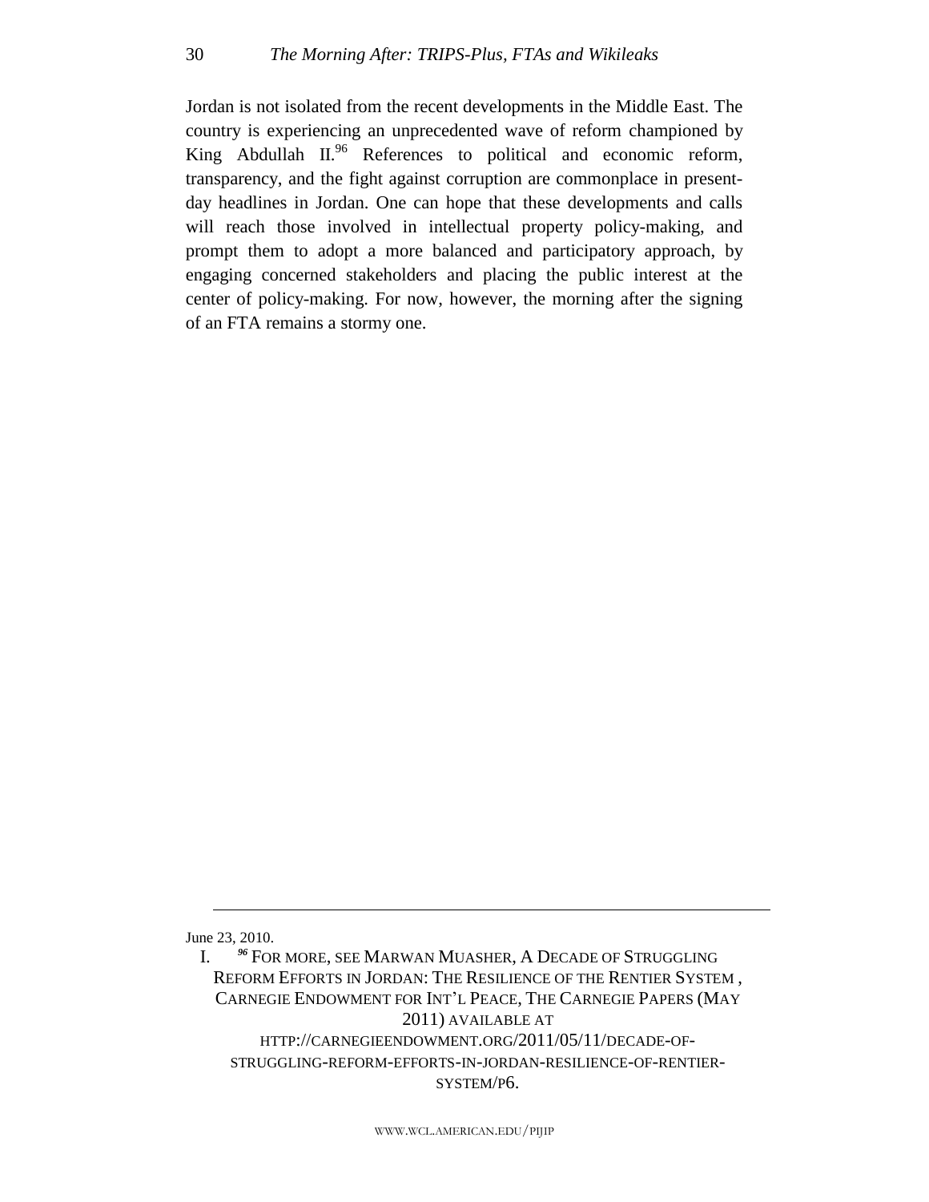Jordan is not isolated from the recent developments in the Middle East. The country is experiencing an unprecedented wave of reform championed by King Abdullah II.[96] References to political and economic reform, transparency, and the fight against corruption are commonplace in present-day headlines in Jordan. One can hope that these developments and calls will reach those involved in intellectual property policy-making, and prompt them to adopt a more balanced and participatory approach, by engaging concerned stakeholders and placing the public interest at the center of policy-making. For now, however, the morning after the signing of an FTA remains a stormy one.

---

June 23, 2010.

[96] FOR MORE, SEE MARWAN MUASHER, A DECADE OF STRUGGLING REFORM EFFORTS IN JORDAN: THE RESILIENCE OF THE RENTIER SYSTEM , CARNEGIE ENDOWMENT FOR INT'L PEACE, THE CARNEGIE PAPERS (MAY 2011) AVAILABLE AT HTTP://CARNEGIEENDOWMENT.ORG/2011/05/11/DECADE-OF-STRUGGLING-REFORM-EFFORTS-IN-JORDAN-RESILIENCE-OF-RENTIER-SYSTEM/P6.